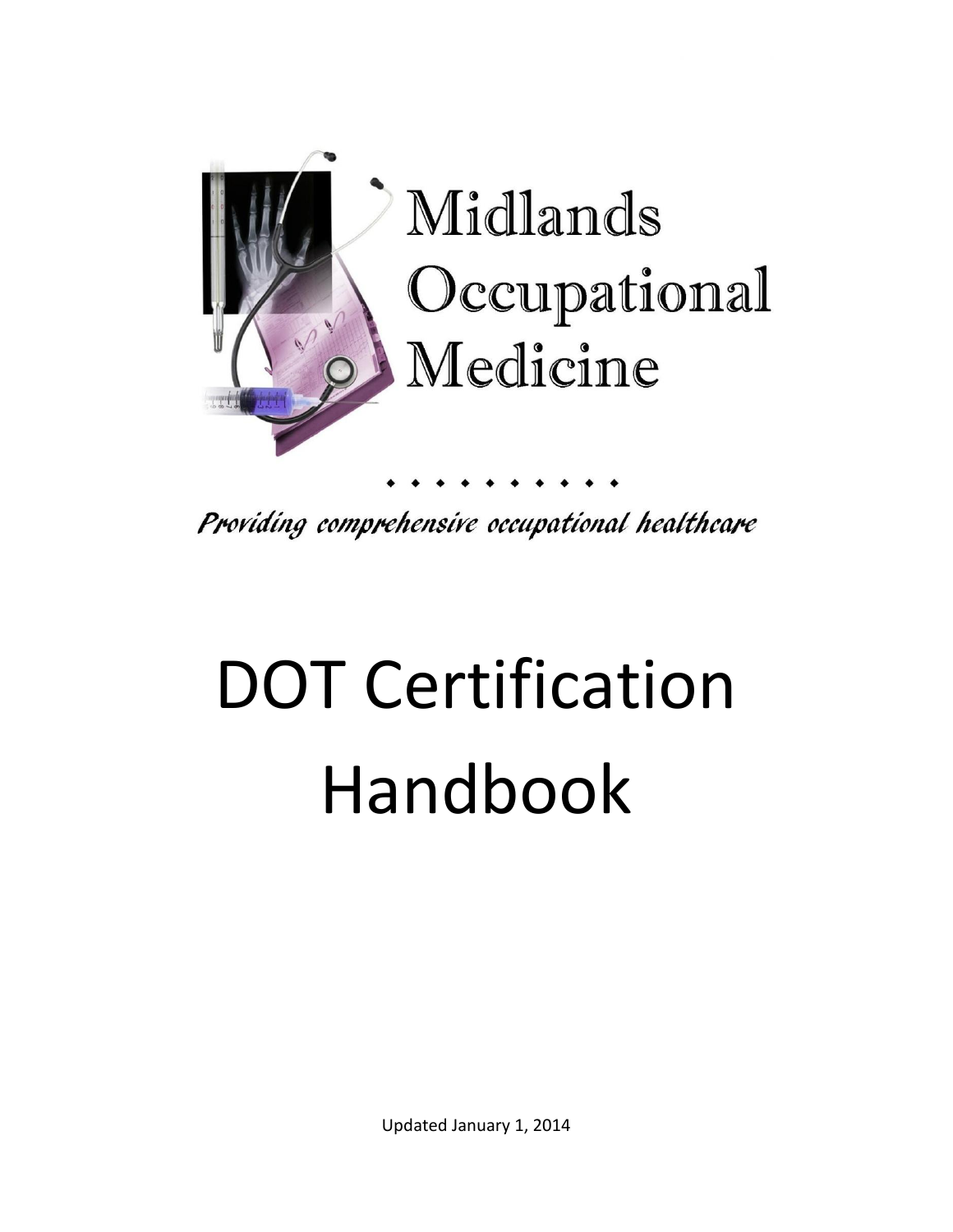Midlands Occupational Medicine

*Providing comprehensive occupational healthcare*

# DOT Certification Handbook

Updated January 1, 2014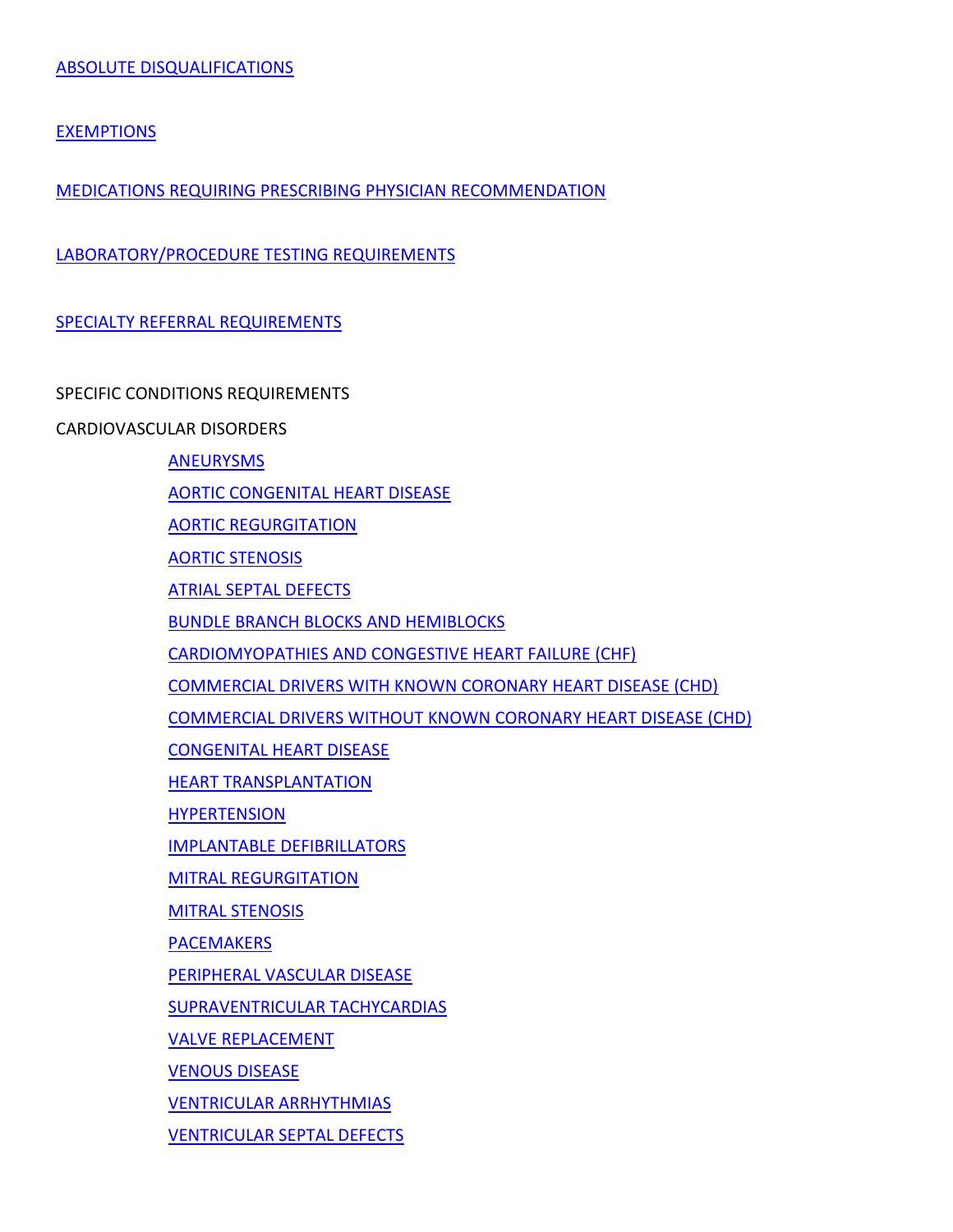ABSOLUTE DISQUALIFICATIONS

EXEMPTIONS

MEDICATIONS REQUIRING PRESCRIBING PHYSICIAN RECOMMENDATION

LABORATORY/PROCEDURE TESTING REQUIREMENTS

SPECIALTY REFERRAL REQUIREMENTS

SPECIFIC CONDITIONS REQUIREMENTS

CARDIOVASCULAR DISORDERS

- ANEURYSMS
- AORTIC CONGENITAL HEART DISEASE
- AORTIC REGURGITATION
- AORTIC STENOSIS
- ATRIAL SEPTAL DEFECTS
- BUNDLE BRANCH BLOCKS AND HEMIBLOCKS
- CARDIOMYOPATHIES AND CONGESTIVE HEART FAILURE (CHF)
- COMMERCIAL DRIVERS WITH KNOWN CORONARY HEART DISEASE (CHD)
- COMMERCIAL DRIVERS WITHOUT KNOWN CORONARY HEART DISEASE (CHD)
- CONGENITAL HEART DISEASE
- HEART TRANSPLANTATION
- HYPERTENSION
- IMPLANTABLE DEFIBRILLATORS
- MITRAL REGURGITATION
- MITRAL STENOSIS
- PACEMAKERS
- PERIPHERAL VASCULAR DISEASE
- SUPRAVENTRICULAR TACHYCARDIAS
- VALVE REPLACEMENT
- VENOUS DISEASE
- VENTRICULAR ARRHYTHMIAS
- VENTRICULAR SEPTAL DEFECTS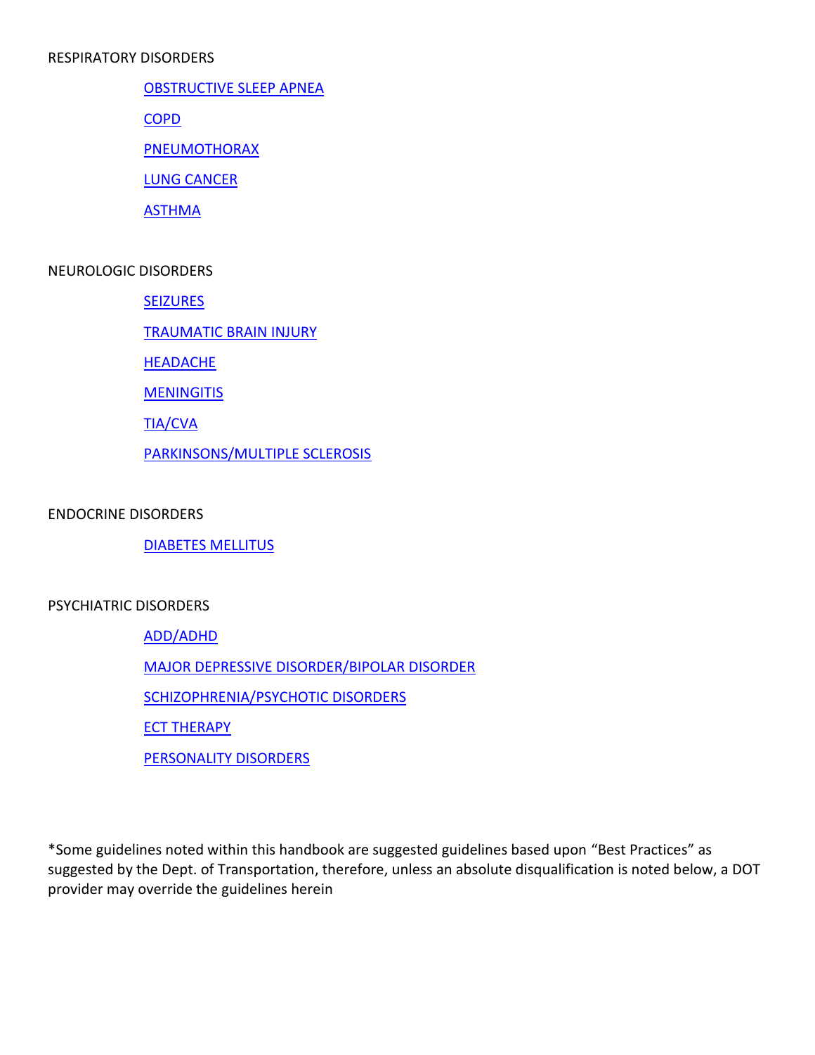RESPIRATORY DISORDERS

- [OBSTRUCTIVE SLEEP APNEA]
- [COPD]
- [PNEUMOTHORAX]
- [LUNG CANCER]
- [ASTHMA]

NEUROLOGIC DISORDERS

- [SEIZURES]
- [TRAUMATIC BRAIN INJURY]
- [HEADACHE]
- [MENINGITIS]
- [TIA/CVA]
- [PARKINSONS/MULTIPLE SCLEROSIS]

ENDOCRINE DISORDERS

- [DIABETES MELLITUS]

PSYCHIATRIC DISORDERS

- [ADD/ADHD]
- [MAJOR DEPRESSIVE DISORDER/BIPOLAR DISORDER]
- [SCHIZOPHRENIA/PSYCHOTIC DISORDERS]
- [ECT THERAPY]
- [PERSONALITY DISORDERS]

*Some guidelines noted within this handbook are suggested guidelines based upon "Best Practices" as suggested by the Dept. of Transportation, therefore, unless an absolute disqualification is noted below, a DOT provider may override the guidelines herein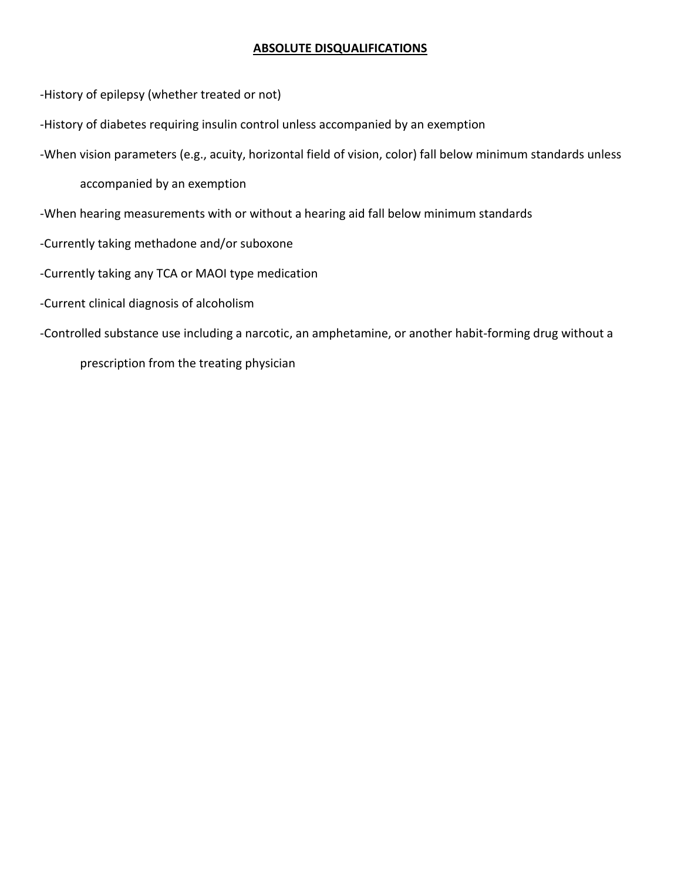## ABSOLUTE DISQUALIFICATIONS

- History of epilepsy (whether treated or not)
- History of diabetes requiring insulin control unless accompanied by an exemption
- When vision parameters (e.g., acuity, horizontal field of vision, color) fall below minimum standards unless accompanied by an exemption
- When hearing measurements with or without a hearing aid fall below minimum standards
- Currently taking methadone and/or suboxone
- Currently taking any TCA or MAOI type medication
- Current clinical diagnosis of alcoholism
- Controlled substance use including a narcotic, an amphetamine, or another habit-forming drug without a prescription from the treating physician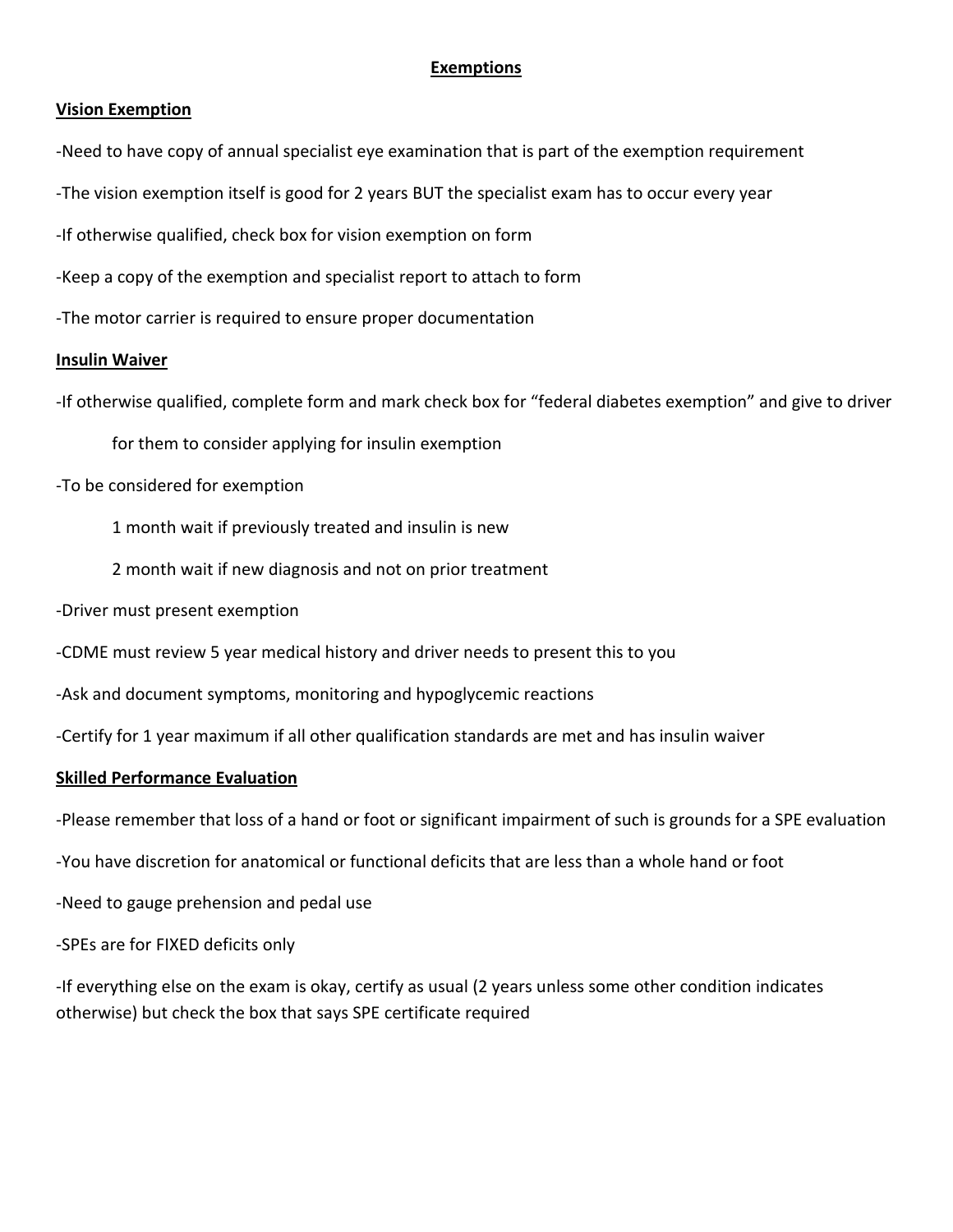# Exemptions

## Vision Exemption

-Need to have copy of annual specialist eye examination that is part of the exemption requirement

-The vision exemption itself is good for 2 years BUT the specialist exam has to occur every year

-If otherwise qualified, check box for vision exemption on form

-Keep a copy of the exemption and specialist report to attach to form

-The motor carrier is required to ensure proper documentation

## Insulin Waiver

-If otherwise qualified, complete form and mark check box for "federal diabetes exemption" and give to driver for them to consider applying for insulin exemption

-To be considered for exemption

 1 month wait if previously treated and insulin is new

 2 month wait if new diagnosis and not on prior treatment

-Driver must present exemption

-CDME must review 5 year medical history and driver needs to present this to you

-Ask and document symptoms, monitoring and hypoglycemic reactions

-Certify for 1 year maximum if all other qualification standards are met and has insulin waiver

## Skilled Performance Evaluation

-Please remember that loss of a hand or foot or significant impairment of such is grounds for a SPE evaluation

-You have discretion for anatomical or functional deficits that are less than a whole hand or foot

-Need to gauge prehension and pedal use

-SPEs are for FIXED deficits only

-If everything else on the exam is okay, certify as usual (2 years unless some other condition indicates otherwise) but check the box that says SPE certificate required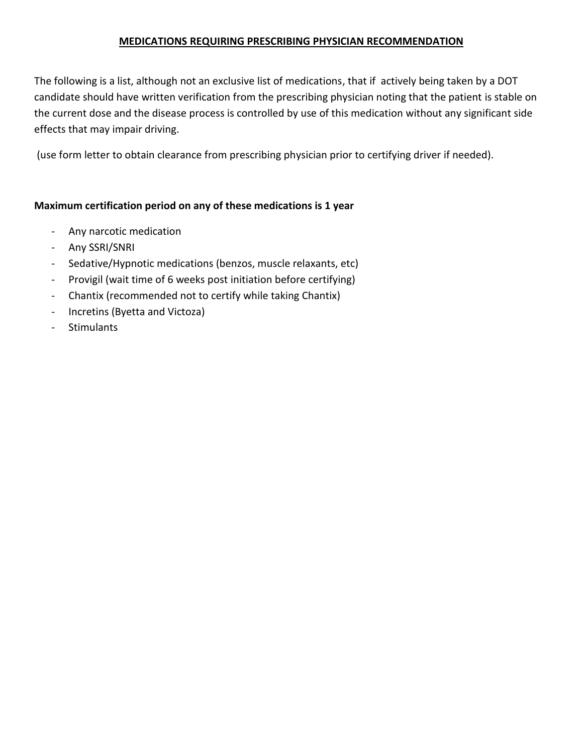# MEDICATIONS REQUIRING PRESCRIBING PHYSICIAN RECOMMENDATION

The following is a list, although not an exclusive list of medications, that if actively being taken by a DOT candidate should have written verification from the prescribing physician noting that the patient is stable on the current dose and the disease process is controlled by use of this medication without any significant side effects that may impair driving.

(use form letter to obtain clearance from prescribing physician prior to certifying driver if needed).

**Maximum certification period on any of these medications is 1 year**

- Any narcotic medication
- Any SSRI/SNRI
- Sedative/Hypnotic medications (benzos, muscle relaxants, etc)
- Provigil (wait time of 6 weeks post initiation before certifying)
- Chantix (recommended not to certify while taking Chantix)
- Incretins (Byetta and Victoza)
- Stimulants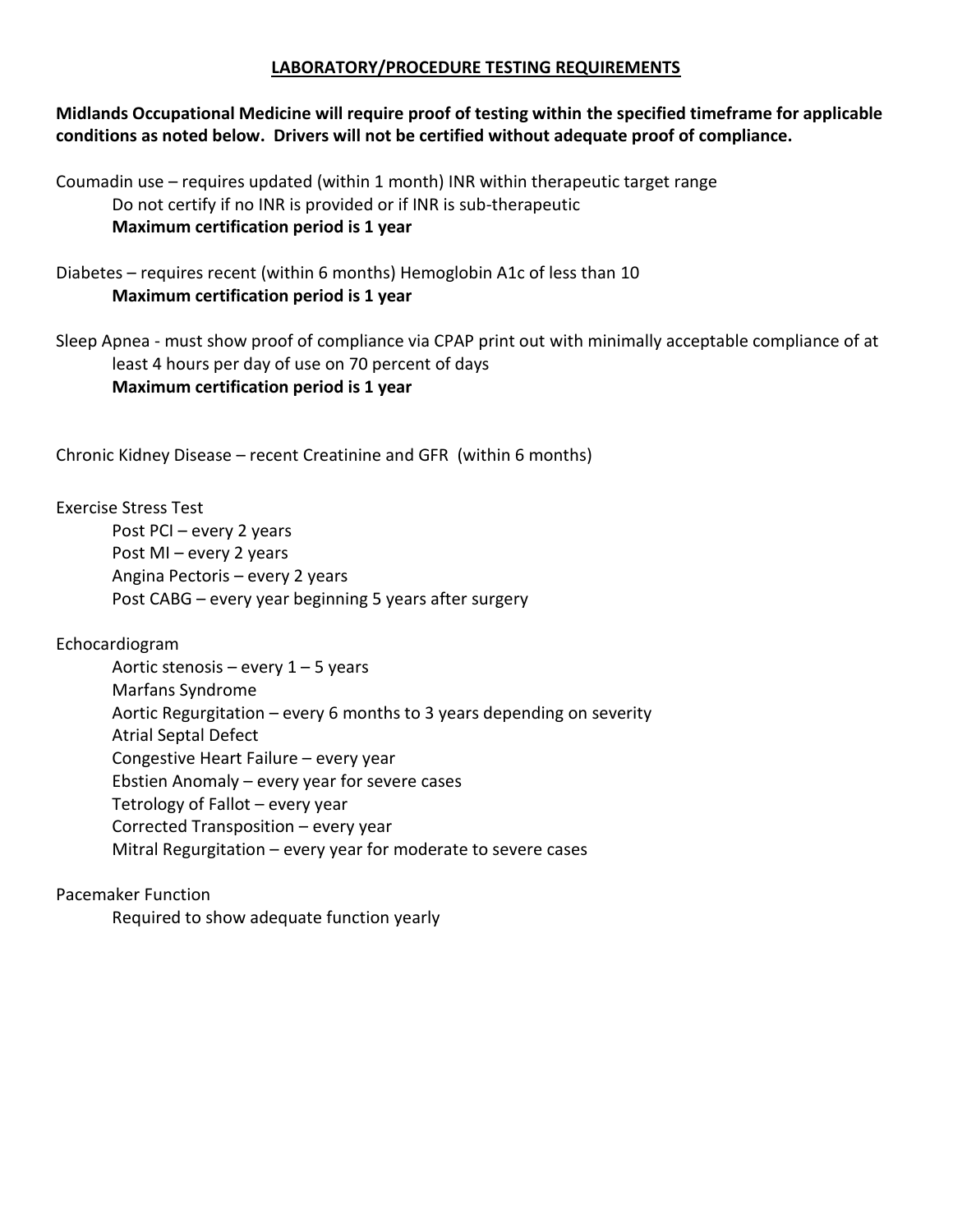## LABORATORY/PROCEDURE TESTING REQUIREMENTS

**Midlands Occupational Medicine will require proof of testing within the specified timeframe for applicable conditions as noted below. Drivers will not be certified without adequate proof of compliance.**

Coumadin use – requires updated (within 1 month) INR within therapeutic target range

- Do not certify if no INR is provided or if INR is sub-therapeutic
- **Maximum certification period is 1 year**

Diabetes – requires recent (within 6 months) Hemoglobin A1c of less than 10

- **Maximum certification period is 1 year**

Sleep Apnea - must show proof of compliance via CPAP print out with minimally acceptable compliance of at least 4 hours per day of use on 70 percent of days

- **Maximum certification period is 1 year**

Chronic Kidney Disease – recent Creatinine and GFR (within 6 months)

Exercise Stress Test

- Post PCI – every 2 years
- Post MI – every 2 years
- Angina Pectoris – every 2 years
- Post CABG – every year beginning 5 years after surgery

Echocardiogram

- Aortic stenosis – every 1 – 5 years
- Marfans Syndrome
- Aortic Regurgitation – every 6 months to 3 years depending on severity
- Atrial Septal Defect
- Congestive Heart Failure – every year
- Ebstien Anomaly – every year for severe cases
- Tetrology of Fallot – every year
- Corrected Transposition – every year
- Mitral Regurgitation – every year for moderate to severe cases

Pacemaker Function

- Required to show adequate function yearly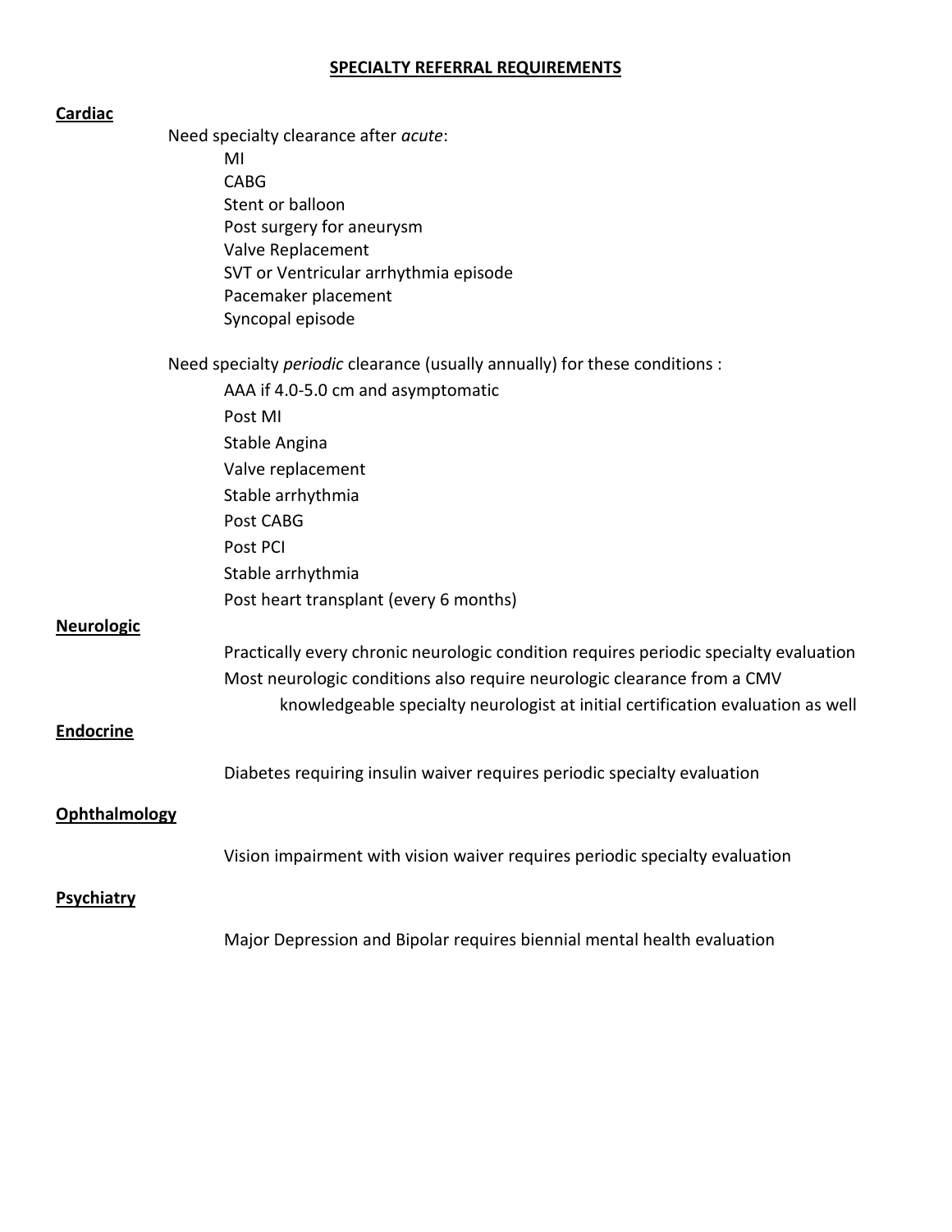# SPECIALTY REFERRAL REQUIREMENTS

**Cardiac**

Need specialty clearance after *acute*:

- MI
- CABG
- Stent or balloon
- Post surgery for aneurysm
- Valve Replacement
- SVT or Ventricular arrhythmia episode
- Pacemaker placement
- Syncopal episode

Need specialty *periodic* clearance (usually annually) for these conditions :

- AAA if 4.0-5.0 cm and asymptomatic
- Post MI
- Stable Angina
- Valve replacement
- Stable arrhythmia
- Post CABG
- Post PCI
- Stable arrhythmia
- Post heart transplant (every 6 months)

**Neurologic**

Practically every chronic neurologic condition requires periodic specialty evaluation

Most neurologic conditions also require neurologic clearance from a CMV knowledgeable specialty neurologist at initial certification evaluation as well

**Endocrine**

Diabetes requiring insulin waiver requires periodic specialty evaluation

**Ophthalmology**

Vision impairment with vision waiver requires periodic specialty evaluation

**Psychiatry**

Major Depression and Bipolar requires biennial mental health evaluation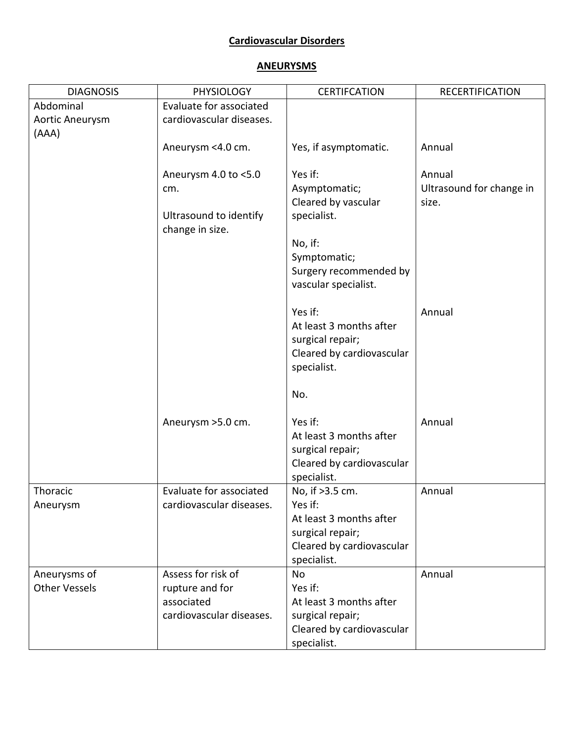# Cardiovascular Disorders

## ANEURYSMS

| DIAGNOSIS | PHYSIOLOGY | CERTIFCATION | RECERTIFICATION |
|---|---|---|---|
| Abdominal Aortic Aneurysm (AAA) | Evaluate for associated cardiovascular diseases. | | |
| | Aneurysm <4.0 cm. | Yes, if asymptomatic. | Annual |
| | Aneurysm 4.0 to <5.0 cm.<br><br>Ultrasound to identify change in size. | Yes if:<br>Asymptomatic;<br>Cleared by vascular specialist.<br><br>No, if:<br>Symptomatic;<br>Surgery recommended by vascular specialist. | Annual<br>Ultrasound for change in size. |
| | | Yes if:<br>At least 3 months after surgical repair;<br>Cleared by cardiovascular specialist.<br><br>No. | Annual |
| | Aneurysm >5.0 cm. | Yes if:<br>At least 3 months after surgical repair;<br>Cleared by cardiovascular specialist. | Annual |
| Thoracic Aneurysm | Evaluate for associated cardiovascular diseases. | No, if >3.5 cm.<br>Yes if:<br>At least 3 months after surgical repair;<br>Cleared by cardiovascular specialist. | Annual |
| Aneurysms of Other Vessels | Assess for risk of rupture and for associated cardiovascular diseases. | No<br>Yes if:<br>At least 3 months after surgical repair;<br>Cleared by cardiovascular specialist. | Annual |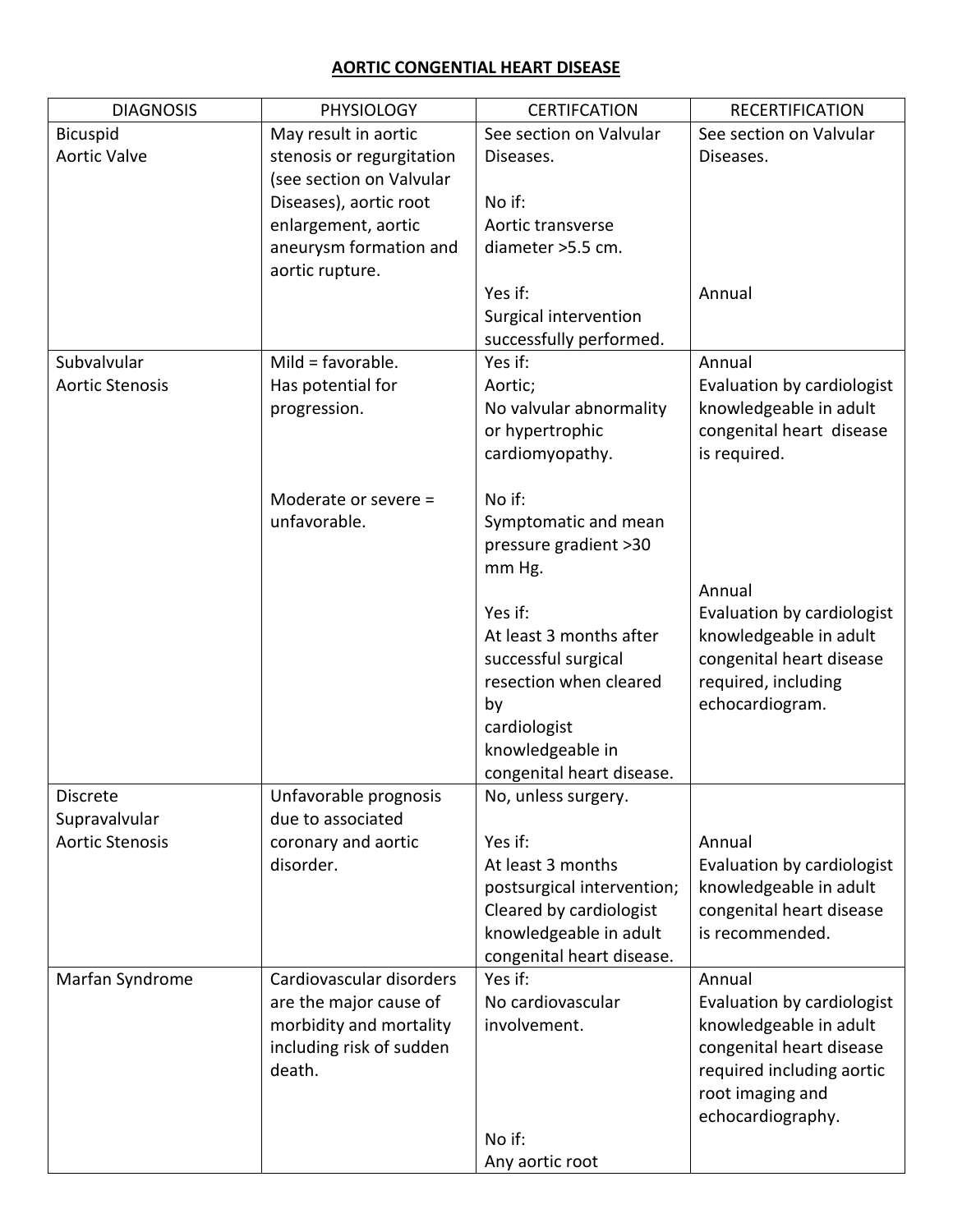# AORTIC CONGENTIAL HEART DISEASE

| DIAGNOSIS | PHYSIOLOGY | CERTIFCATION | RECERTIFICATION |
|---|---|---|---|
| Bicuspid Aortic Valve | May result in aortic stenosis or regurgitation (see section on Valvular Diseases), aortic root enlargement, aortic aneurysm formation and aortic rupture. | See section on Valvular Diseases.<br><br>No if:<br>Aortic transverse diameter >5.5 cm.<br><br>Yes if:<br>Surgical intervention successfully performed. | See section on Valvular Diseases.<br><br><br><br>Annual |
| Subvalvular Aortic Stenosis | Mild = favorable.<br>Has potential for progression.<br><br>Moderate or severe = unfavorable. | Yes if:<br>Aortic;<br>No valvular abnormality or hypertrophic cardiomyopathy.<br><br>No if:<br>Symptomatic and mean pressure gradient >30 mm Hg.<br><br>Yes if:<br>At least 3 months after successful surgical resection when cleared by cardiologist knowledgeable in congenital heart disease. | Annual<br>Evaluation by cardiologist knowledgeable in adult congenital heart disease is required.<br><br><br><br>Annual<br>Evaluation by cardiologist knowledgeable in adult congenital heart disease required, including echocardiogram. |
| Discrete Supravalvular Aortic Stenosis | Unfavorable prognosis due to associated coronary and aortic disorder. | No, unless surgery.<br><br>Yes if:<br>At least 3 months postsurgical intervention; Cleared by cardiologist knowledgeable in adult congenital heart disease. | <br><br>Annual<br>Evaluation by cardiologist knowledgeable in adult congenital heart disease is recommended. |
| Marfan Syndrome | Cardiovascular disorders are the major cause of morbidity and mortality including risk of sudden death. | Yes if:<br>No cardiovascular involvement.<br><br>No if:<br>Any aortic root | Annual<br>Evaluation by cardiologist knowledgeable in adult congenital heart disease required including aortic root imaging and echocardiography. |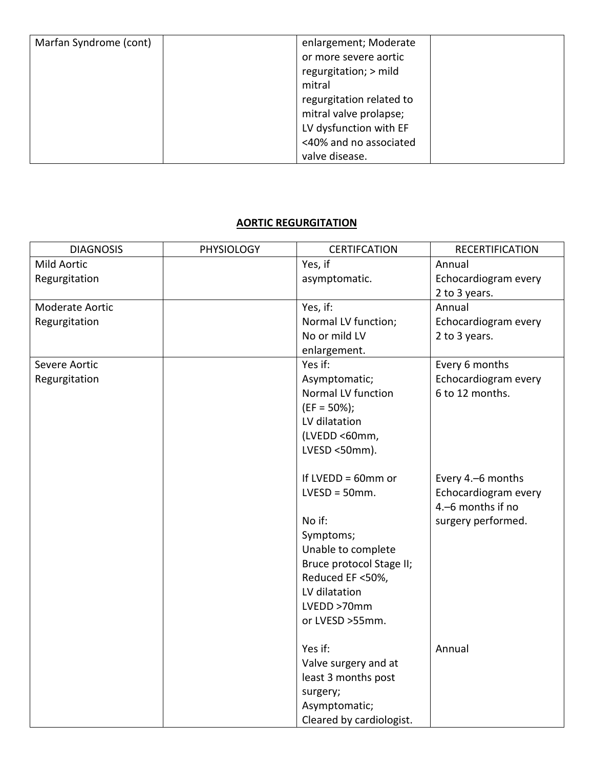| Marfan Syndrome (cont) | | enlargement; Moderate or more severe aortic regurgitation; > mild mitral regurgitation related to mitral valve prolapse; LV dysfunction with EF <40% and no associated valve disease. | |
|---|---|---|---|

## AORTIC REGURGITATION

| DIAGNOSIS | PHYSIOLOGY | CERTIFCATION | RECERTIFICATION |
|---|---|---|---|
| Mild Aortic Regurgitation | | Yes, if asymptomatic. | Annual<br>Echocardiogram every 2 to 3 years. |
| Moderate Aortic Regurgitation | | Yes, if:<br>Normal LV function;<br>No or mild LV enlargement. | Annual<br>Echocardiogram every 2 to 3 years. |
| Severe Aortic Regurgitation | | Yes if:<br>Asymptomatic;<br>Normal LV function (EF = 50%);<br>LV dilatation (LVEDD <60mm, LVESD <50mm).<br><br>If LVEDD = 60mm or LVESD = 50mm.<br><br>No if:<br>Symptoms;<br>Unable to complete Bruce protocol Stage II;<br>Reduced EF <50%,<br>LV dilatation<br>LVEDD >70mm<br>or LVESD >55mm.<br><br>Yes if:<br>Valve surgery and at least 3 months post surgery;<br>Asymptomatic;<br>Cleared by cardiologist. | Every 6 months<br>Echocardiogram every 6 to 12 months.<br><br>Every 4.–6 months<br>Echocardiogram every 4.–6 months if no surgery performed.<br><br>Annual |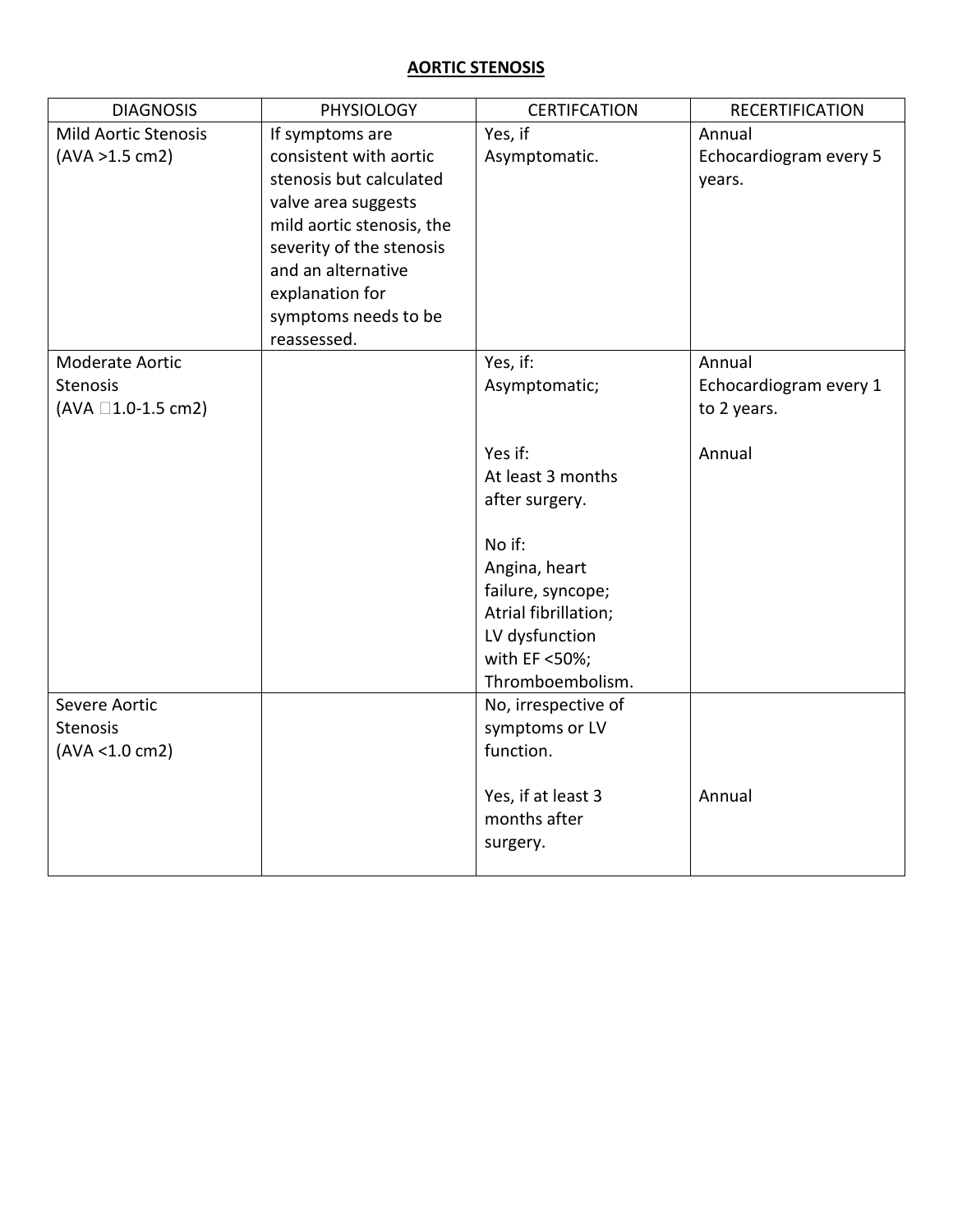**AORTIC STENOSIS**

| DIAGNOSIS | PHYSIOLOGY | CERTIFCATION | RECERTIFICATION |
|---|---|---|---|
| Mild Aortic Stenosis (AVA >1.5 cm2) | If symptoms are consistent with aortic stenosis but calculated valve area suggests mild aortic stenosis, the severity of the stenosis and an alternative explanation for symptoms needs to be reassessed. | Yes, if Asymptomatic. | Annual Echocardiogram every 5 years. |
| Moderate Aortic Stenosis (AVA 1.0-1.5 cm2) | | Yes, if: Asymptomatic; | Annual Echocardiogram every 1 to 2 years. |
| | | Yes if: At least 3 months after surgery. | Annual |
| | | No if: Angina, heart failure, syncope; Atrial fibrillation; LV dysfunction with EF <50%; Thromboembolism. | |
| Severe Aortic Stenosis (AVA <1.0 cm2) | | No, irrespective of symptoms or LV function. | |
| | | Yes, if at least 3 months after surgery. | Annual |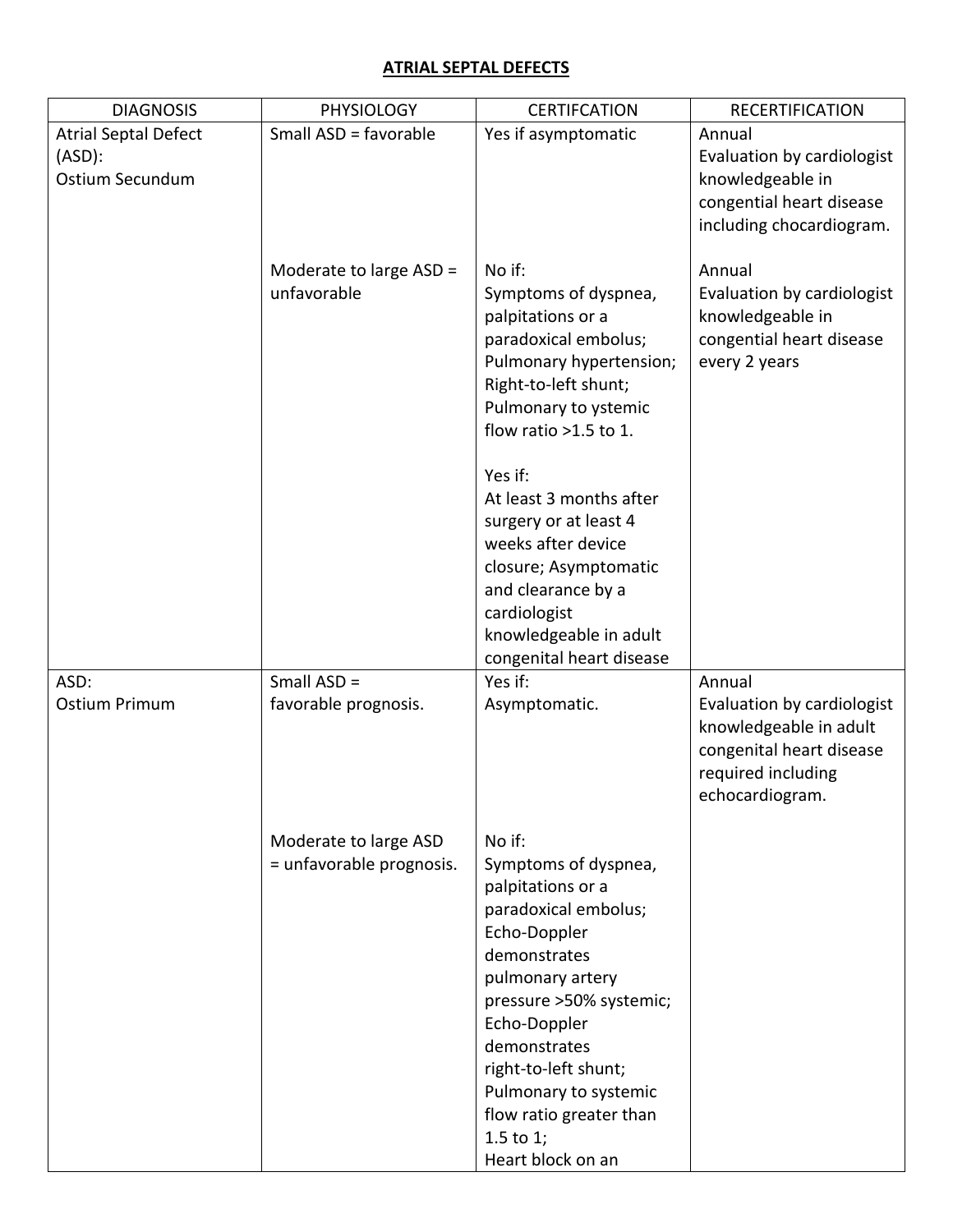# ATRIAL SEPTAL DEFECTS

| DIAGNOSIS | PHYSIOLOGY | CERTIFCATION | RECERTIFICATION |
|---|---|---|---|
| Atrial Septal Defect (ASD): Ostium Secundum | Small ASD = favorable | Yes if asymptomatic | Annual<br>Evaluation by cardiologist knowledgeable in congential heart disease including chocardiogram. |
| | Moderate to large ASD = unfavorable | No if:<br>Symptoms of dyspnea, palpitations or a paradoxical embolus;<br>Pulmonary hypertension;<br>Right-to-left shunt;<br>Pulmonary to ystemic flow ratio >1.5 to 1.<br><br>Yes if:<br>At least 3 months after surgery or at least 4 weeks after device closure; Asymptomatic and clearance by a cardiologist knowledgeable in adult congenital heart disease | Annual<br>Evaluation by cardiologist knowledgeable in congential heart disease every 2 years |
| ASD:<br>Ostium Primum | Small ASD = favorable prognosis. | Yes if:<br>Asymptomatic. | Annual<br>Evaluation by cardiologist knowledgeable in adult congenital heart disease required including echocardiogram. |
| | Moderate to large ASD = unfavorable prognosis. | No if:<br>Symptoms of dyspnea, palpitations or a paradoxical embolus;<br>Echo-Doppler demonstrates pulmonary artery pressure >50% systemic;<br>Echo-Doppler demonstrates right-to-left shunt;<br>Pulmonary to systemic flow ratio greater than 1.5 to 1;<br>Heart block on an | |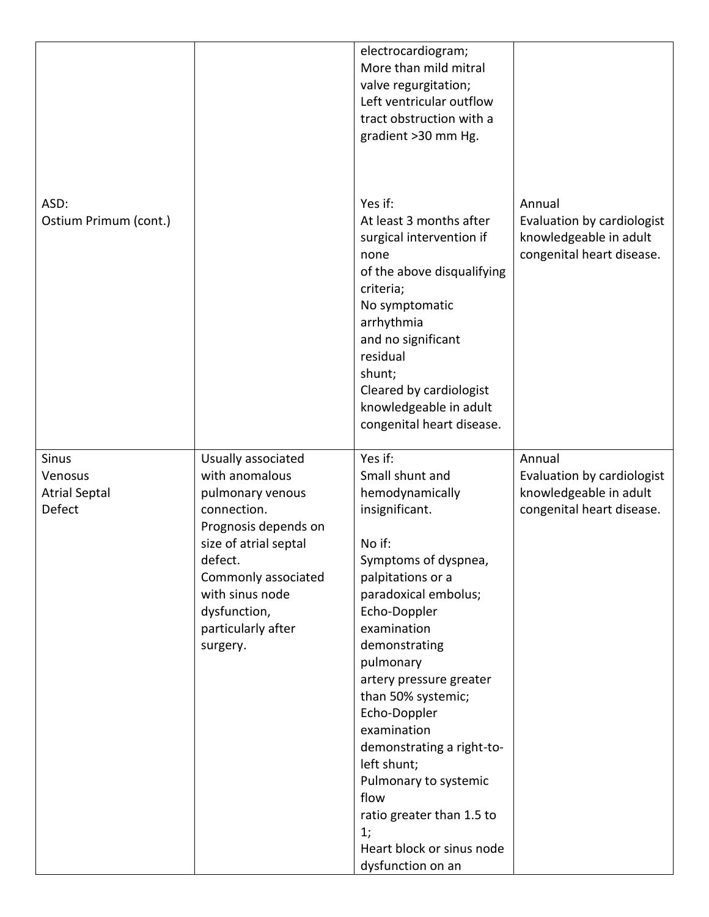| | | | |
|---|---|---|---|
| | | electrocardiogram;<br>More than mild mitral valve regurgitation;<br>Left ventricular outflow tract obstruction with a gradient >30 mm Hg. | |
| ASD:<br>Ostium Primum (cont.) | | Yes if:<br>At least 3 months after surgical intervention if none of the above disqualifying criteria;<br>No symptomatic arrhythmia and no significant residual shunt;<br>Cleared by cardiologist knowledgeable in adult congenital heart disease. | Annual<br>Evaluation by cardiologist knowledgeable in adult congenital heart disease. |
| Sinus Venosus Atrial Septal Defect | Usually associated with anomalous pulmonary venous connection.<br>Prognosis depends on size of atrial septal defect.<br>Commonly associated with sinus node dysfunction, particularly after surgery. | Yes if:<br>Small shunt and hemodynamically insignificant.<br><br>No if:<br>Symptoms of dyspnea, palpitations or a paradoxical embolus;<br>Echo-Doppler examination demonstrating pulmonary artery pressure greater than 50% systemic;<br>Echo-Doppler examination demonstrating a right-to-left shunt;<br>Pulmonary to systemic flow ratio greater than 1.5 to 1;<br>Heart block or sinus node dysfunction on an | Annual<br>Evaluation by cardiologist knowledgeable in adult congenital heart disease. |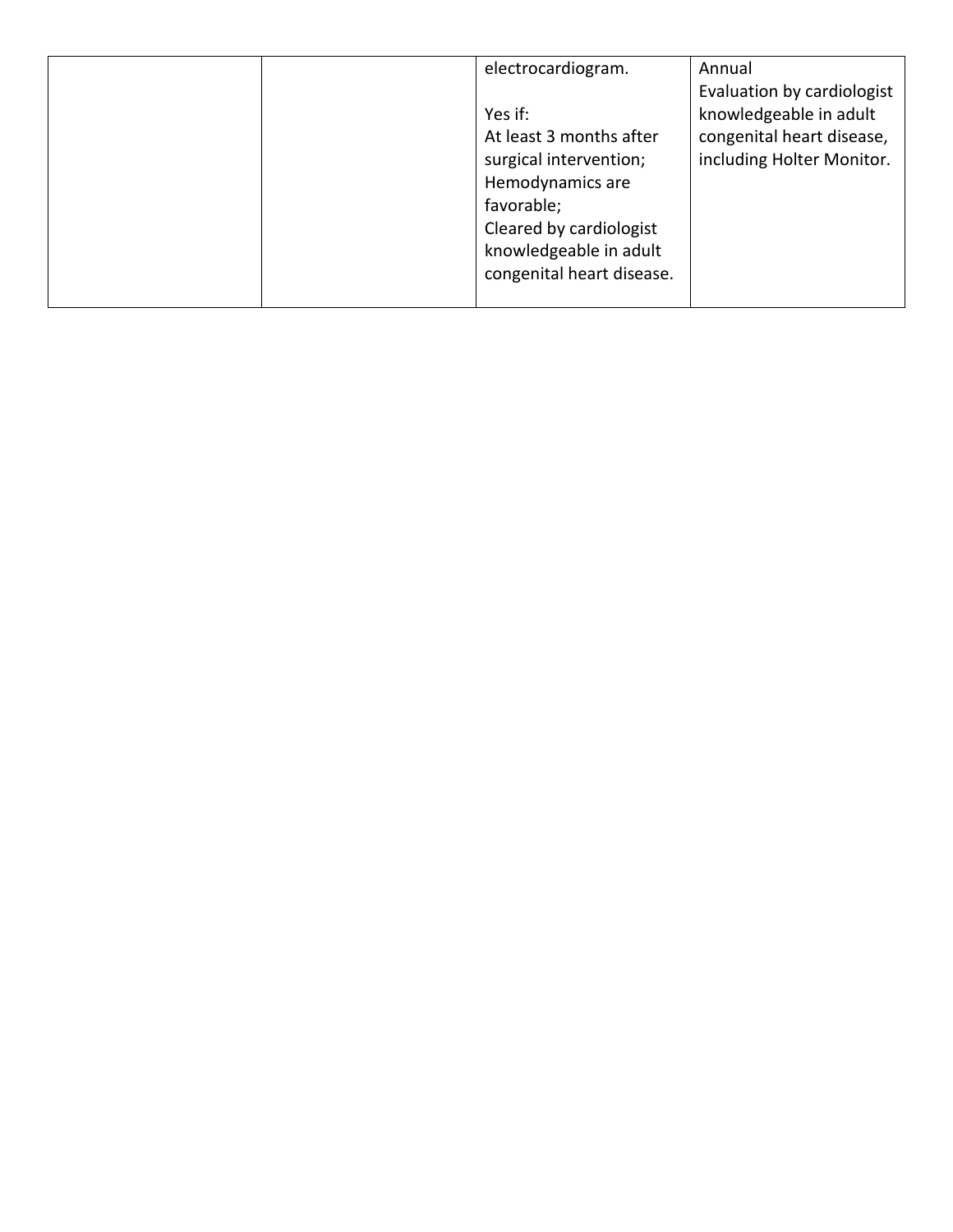| | | | |
|---|---|---|---|
| | | electrocardiogram.<br><br>Yes if:<br>At least 3 months after surgical intervention;<br>Hemodynamics are favorable;<br>Cleared by cardiologist knowledgeable in adult congenital heart disease. | Annual<br>Evaluation by cardiologist knowledgeable in adult congenital heart disease, including Holter Monitor. |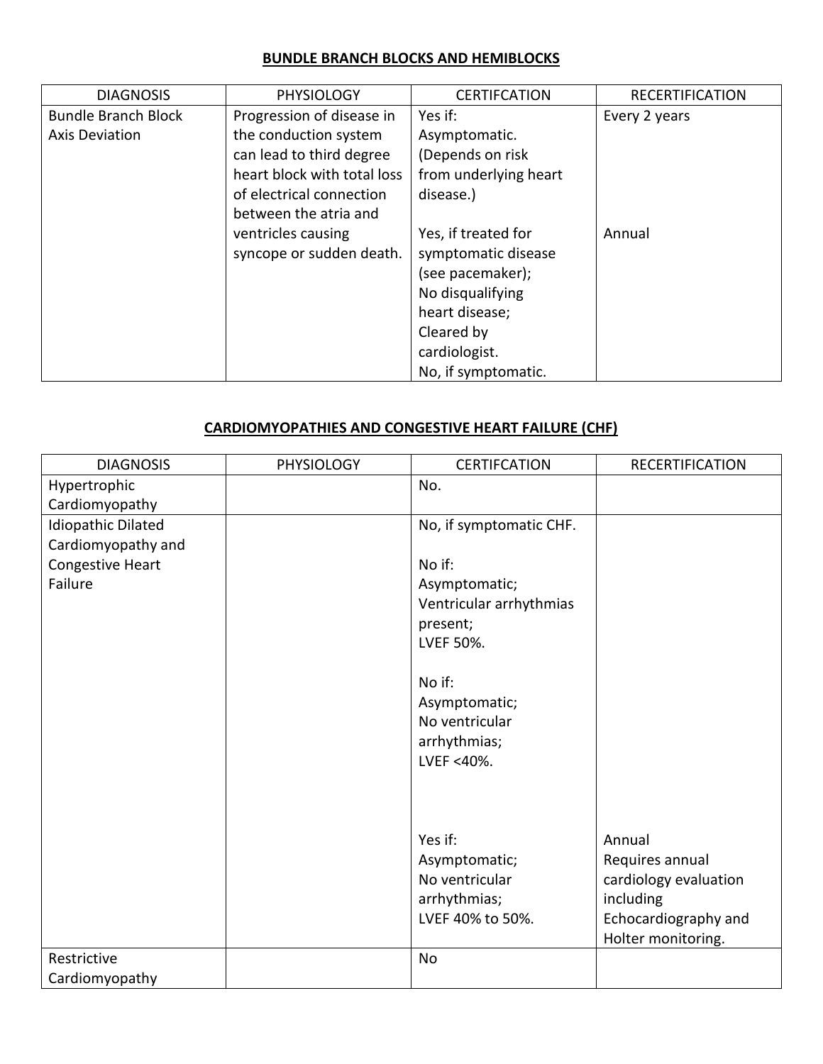## BUNDLE BRANCH BLOCKS AND HEMIBLOCKS

| DIAGNOSIS | PHYSIOLOGY | CERTIFCATION | RECERTIFICATION |
|---|---|---|---|
| Bundle Branch Block<br>Axis Deviation | Progression of disease in the conduction system can lead to third degree heart block with total loss of electrical connection between the atria and ventricles causing syncope or sudden death. | Yes if:<br>Asymptomatic.<br>(Depends on risk from underlying heart disease.) | Every 2 years |
| | | Yes, if treated for symptomatic disease (see pacemaker);<br>No disqualifying heart disease;<br>Cleared by cardiologist.<br>No, if symptomatic. | Annual |

## CARDIOMYOPATHIES AND CONGESTIVE HEART FAILURE (CHF)

| DIAGNOSIS | PHYSIOLOGY | CERTIFCATION | RECERTIFICATION |
|---|---|---|---|
| Hypertrophic Cardiomyopathy | | No. | |
| Idiopathic Dilated Cardiomyopathy and Congestive Heart Failure | | No, if symptomatic CHF. | |
| | | No if:<br>Asymptomatic;<br>Ventricular arrhythmias present;<br>LVEF 50%. | |
| | | No if:<br>Asymptomatic;<br>No ventricular arrhythmias;<br>LVEF <40%. | |
| | | Yes if:<br>Asymptomatic;<br>No ventricular arrhythmias;<br>LVEF 40% to 50%. | Annual<br>Requires annual cardiology evaluation including Echocardiography and Holter monitoring. |
| Restrictive Cardiomyopathy | | No | |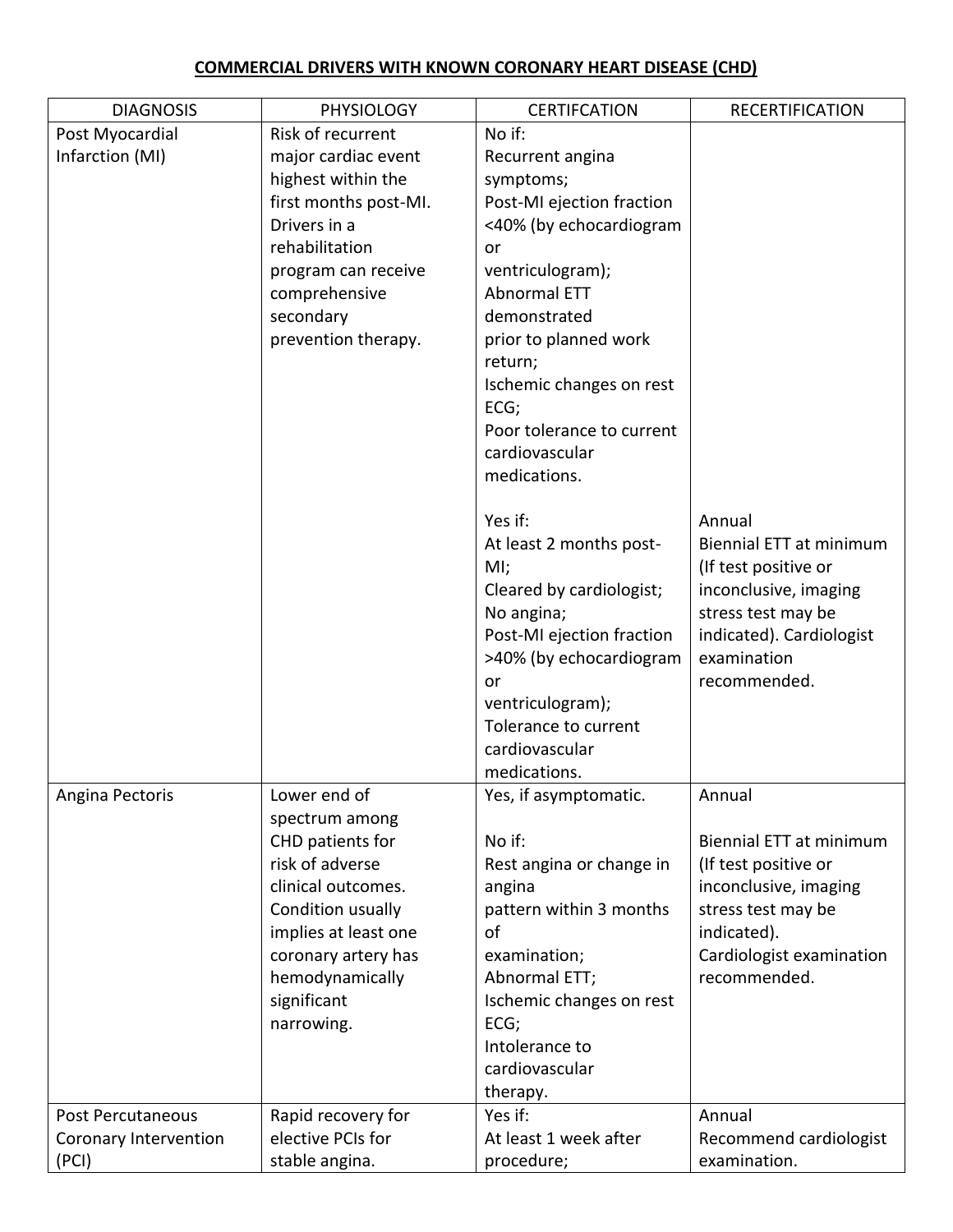**COMMERCIAL DRIVERS WITH KNOWN CORONARY HEART DISEASE (CHD)**

| DIAGNOSIS | PHYSIOLOGY | CERTIFCATION | RECERTIFICATION |
|---|---|---|---|
| Post Myocardial Infarction (MI) | Risk of recurrent major cardiac event highest within the first months post-MI. Drivers in a rehabilitation program can receive comprehensive secondary prevention therapy. | No if:<br>Recurrent angina symptoms;<br>Post-MI ejection fraction <40% (by echocardiogram or ventriculogram);<br>Abnormal ETT demonstrated prior to planned work return;<br>Ischemic changes on rest ECG;<br>Poor tolerance to current cardiovascular medications. | |
| | | Yes if:<br>At least 2 months post-MI;<br>Cleared by cardiologist;<br>No angina;<br>Post-MI ejection fraction >40% (by echocardiogram or ventriculogram);<br>Tolerance to current cardiovascular medications. | Annual<br>Biennial ETT at minimum (If test positive or inconclusive, imaging stress test may be indicated). Cardiologist examination recommended. |
| Angina Pectoris | Lower end of spectrum among CHD patients for risk of adverse clinical outcomes. Condition usually implies at least one coronary artery has hemodynamically significant narrowing. | Yes, if asymptomatic.<br><br>No if:<br>Rest angina or change in angina pattern within 3 months of examination;<br>Abnormal ETT;<br>Ischemic changes on rest ECG;<br>Intolerance to cardiovascular therapy. | Annual<br><br>Biennial ETT at minimum (If test positive or inconclusive, imaging stress test may be indicated).<br>Cardiologist examination recommended. |
| Post Percutaneous Coronary Intervention (PCI) | Rapid recovery for elective PCIs for stable angina. | Yes if:<br>At least 1 week after procedure; | Annual<br>Recommend cardiologist examination. |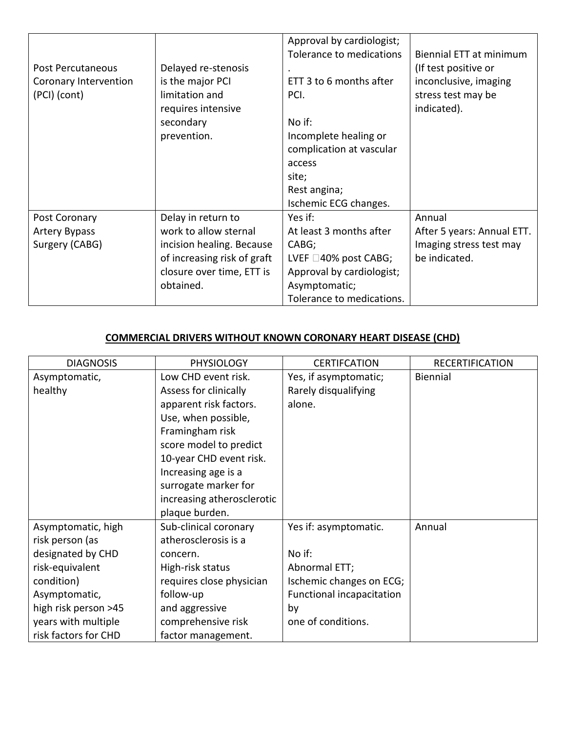| | | | |
|---|---|---|---|
| Post Percutaneous Coronary Intervention (PCI) (cont) | Delayed re-stenosis is the major PCI limitation and requires intensive secondary prevention. | Approval by cardiologist;<br>Tolerance to medications<br>.<br>ETT 3 to 6 months after PCI.<br><br>No if:<br>Incomplete healing or complication at vascular access site;<br>Rest angina;<br>Ischemic ECG changes. | Biennial ETT at minimum (If test positive or inconclusive, imaging stress test may be indicated). |
| Post Coronary Artery Bypass Surgery (CABG) | Delay in return to work to allow sternal incision healing. Because of increasing risk of graft closure over time, ETT is obtained. | Yes if:<br>At least 3 months after CABG;<br>LVEF 40% post CABG;<br>Approval by cardiologist;<br>Asymptomatic;<br>Tolerance to medications. | Annual<br>After 5 years: Annual ETT. Imaging stress test may be indicated. |

**COMMERCIAL DRIVERS WITHOUT KNOWN CORONARY HEART DISEASE (CHD)**

| DIAGNOSIS | PHYSIOLOGY | CERTIFCATION | RECERTIFICATION |
|---|---|---|---|
| Asymptomatic, healthy | Low CHD event risk.<br>Assess for clinically apparent risk factors.<br>Use, when possible, Framingham risk score model to predict 10-year CHD event risk.<br>Increasing age is a surrogate marker for increasing atherosclerotic plaque burden. | Yes, if asymptomatic;<br>Rarely disqualifying alone. | Biennial |
| Asymptomatic, high risk person (as designated by CHD risk-equivalent condition)<br>Asymptomatic, high risk person >45 years with multiple risk factors for CHD | Sub-clinical coronary atherosclerosis is a concern.<br>High-risk status requires close physician follow-up and aggressive comprehensive risk factor management. | Yes if: asymptomatic.<br><br>No if:<br>Abnormal ETT;<br>Ischemic changes on ECG;<br>Functional incapacitation by one of conditions. | Annual |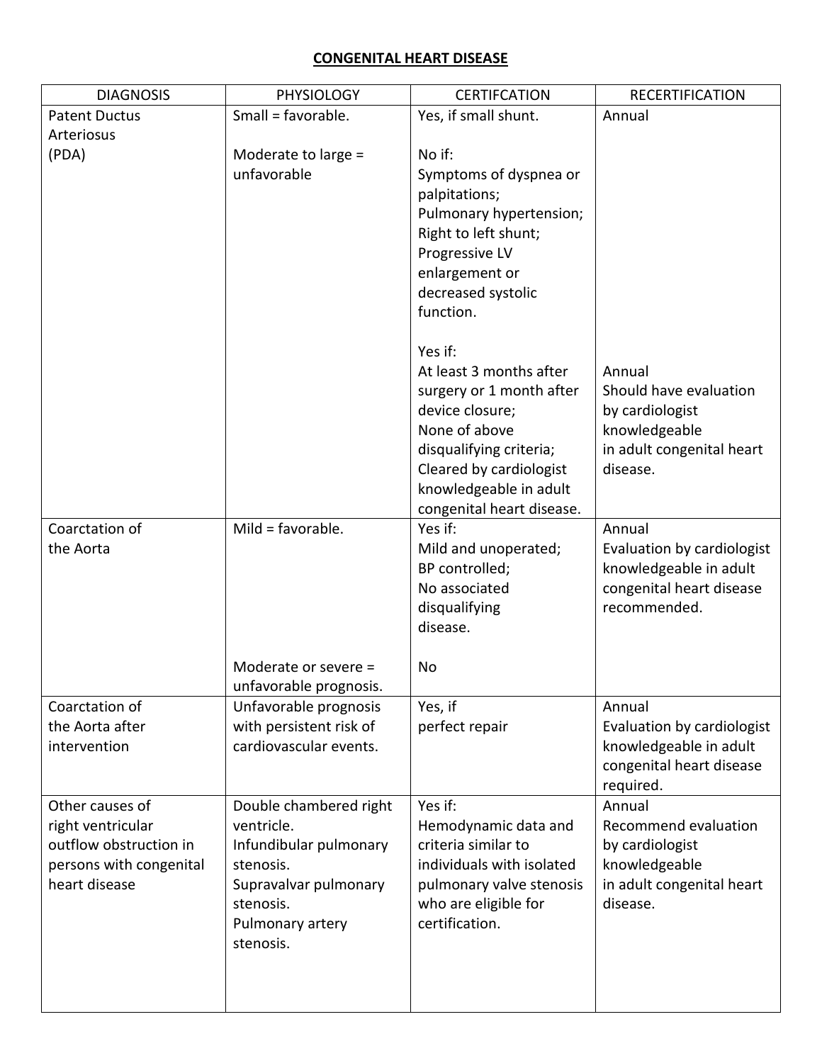## CONGENITAL HEART DISEASE

| DIAGNOSIS | PHYSIOLOGY | CERTIFCATION | RECERTIFICATION |
|---|---|---|---|
| Patent Ductus Arteriosus (PDA) | Small = favorable.<br><br>Moderate to large = unfavorable | Yes, if small shunt.<br><br>No if:<br>Symptoms of dyspnea or palpitations;<br>Pulmonary hypertension;<br>Right to left shunt;<br>Progressive LV enlargement or decreased systolic function.<br><br>Yes if:<br>At least 3 months after surgery or 1 month after device closure;<br>None of above disqualifying criteria;<br>Cleared by cardiologist knowledgeable in adult congenital heart disease. | Annual<br><br>Annual<br>Should have evaluation by cardiologist knowledgeable in adult congenital heart disease. |
| Coarctation of the Aorta | Mild = favorable.<br><br>Moderate or severe = unfavorable prognosis. | Yes if:<br>Mild and unoperated;<br>BP controlled;<br>No associated disqualifying disease.<br><br>No | Annual<br>Evaluation by cardiologist knowledgeable in adult congenital heart disease recommended. |
| Coarctation of the Aorta after intervention | Unfavorable prognosis with persistent risk of cardiovascular events. | Yes, if perfect repair | Annual<br>Evaluation by cardiologist knowledgeable in adult congenital heart disease required. |
| Other causes of right ventricular outflow obstruction in persons with congenital heart disease | Double chambered right ventricle.<br>Infundibular pulmonary stenosis.<br>Supravalvar pulmonary stenosis.<br>Pulmonary artery stenosis. | Yes if:<br>Hemodynamic data and criteria similar to individuals with isolated pulmonary valve stenosis who are eligible for certification. | Annual<br>Recommend evaluation by cardiologist knowledgeable in adult congenital heart disease. |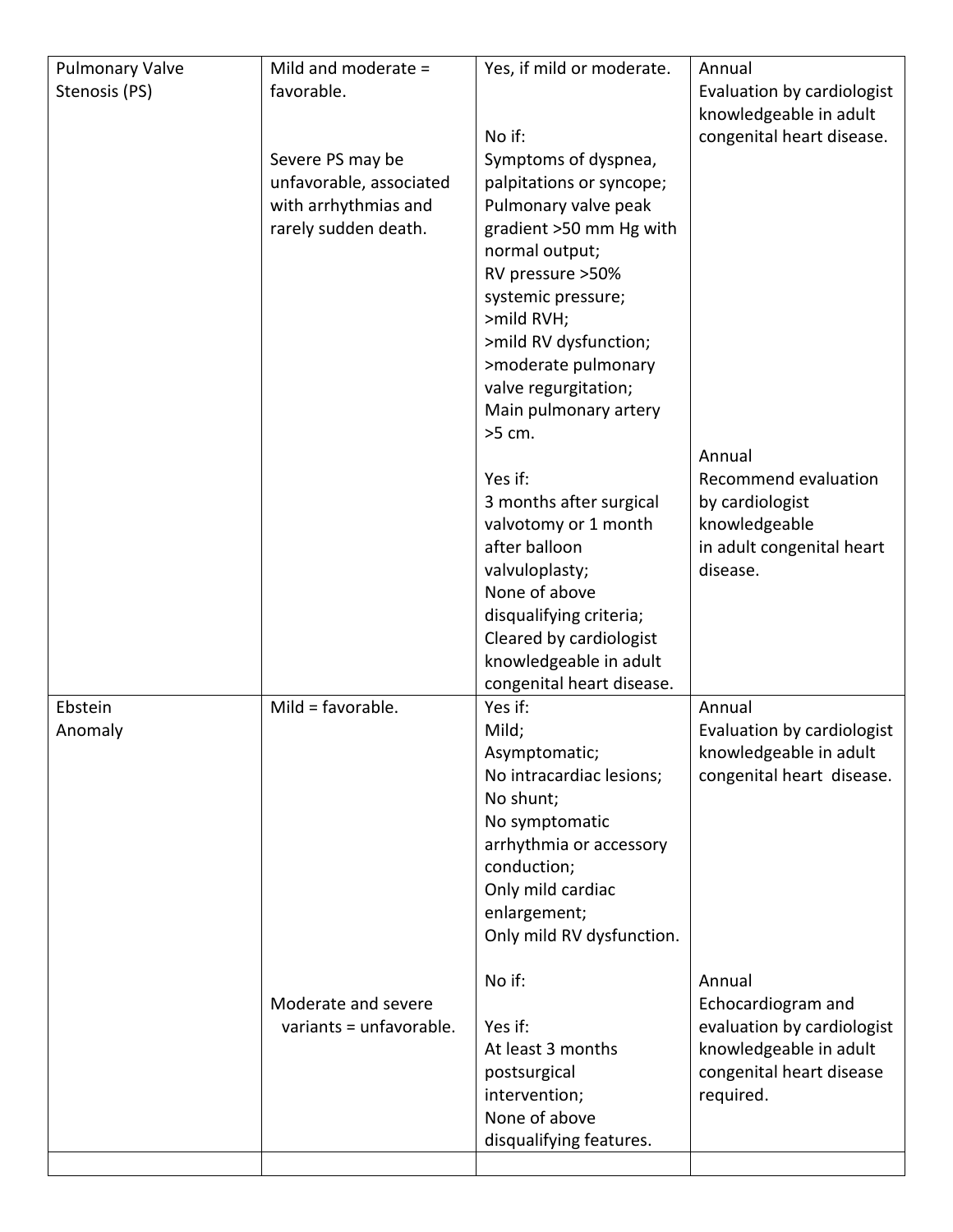| Pulmonary Valve Stenosis (PS) | Mild and moderate = favorable.<br><br>Severe PS may be unfavorable, associated with arrhythmias and rarely sudden death. | Yes, if mild or moderate.<br><br>No if:<br>Symptoms of dyspnea, palpitations or syncope;<br>Pulmonary valve peak gradient >50 mm Hg with normal output;<br>RV pressure >50% systemic pressure;<br>>mild RVH;<br>>mild RV dysfunction;<br>>moderate pulmonary valve regurgitation;<br>Main pulmonary artery >5 cm. | Annual<br>Evaluation by cardiologist knowledgeable in adult congenital heart disease. |
|---|---|---|---|
| | | Yes if:<br>3 months after surgical valvotomy or 1 month after balloon valvuloplasty;<br>None of above disqualifying criteria;<br>Cleared by cardiologist knowledgeable in adult congenital heart disease. | Annual<br>Recommend evaluation by cardiologist knowledgeable in adult congenital heart disease. |
| Ebstein Anomaly | Mild = favorable. | Yes if:<br>Mild;<br>Asymptomatic;<br>No intracardiac lesions;<br>No shunt;<br>No symptomatic arrhythmia or accessory conduction;<br>Only mild cardiac enlargement;<br>Only mild RV dysfunction. | Annual<br>Evaluation by cardiologist knowledgeable in adult congenital heart disease. |
| | Moderate and severe variants = unfavorable. | No if:<br><br>Yes if:<br>At least 3 months postsurgical intervention;<br>None of above disqualifying features. | Annual<br>Echocardiogram and evaluation by cardiologist knowledgeable in adult congenital heart disease required. |
| | | | |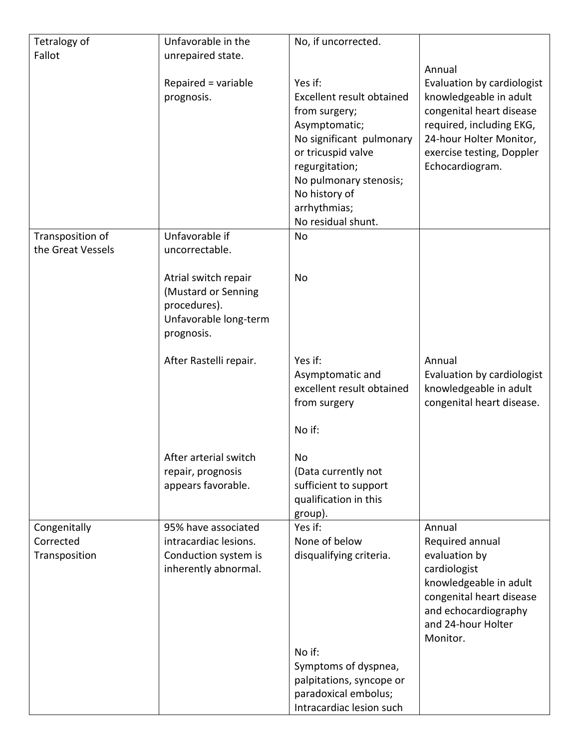| | | | |
|---|---|---|---|
| Tetralogy of Fallot | Unfavorable in the unrepaired state.<br><br>Repaired = variable prognosis. | No, if uncorrected.<br><br>Yes if:<br>Excellent result obtained from surgery;<br>Asymptomatic;<br>No significant pulmonary or tricuspid valve regurgitation;<br>No pulmonary stenosis;<br>No history of arrhythmias;<br>No residual shunt. | Annual<br>Evaluation by cardiologist knowledgeable in adult congenital heart disease required, including EKG, 24-hour Holter Monitor, exercise testing, Doppler Echocardiogram. |
| Transposition of the Great Vessels | Unfavorable if uncorrectable.<br><br>Atrial switch repair (Mustard or Senning procedures). Unfavorable long-term prognosis.<br><br>After Rastelli repair.<br><br>After arterial switch repair, prognosis appears favorable. | No<br><br>No<br><br>Yes if:<br>Asymptomatic and excellent result obtained from surgery<br><br>No if:<br><br>No<br>(Data currently not sufficient to support qualification in this group). | Annual<br>Evaluation by cardiologist knowledgeable in adult congenital heart disease. |
| Congenitally Corrected Transposition | 95% have associated intracardiac lesions. Conduction system is inherently abnormal. | Yes if:<br>None of below disqualifying criteria.<br><br>No if:<br>Symptoms of dyspnea, palpitations, syncope or paradoxical embolus;<br>Intracardiac lesion such | Annual<br>Required annual evaluation by cardiologist knowledgeable in adult congenital heart disease and echocardiography and 24-hour Holter Monitor. |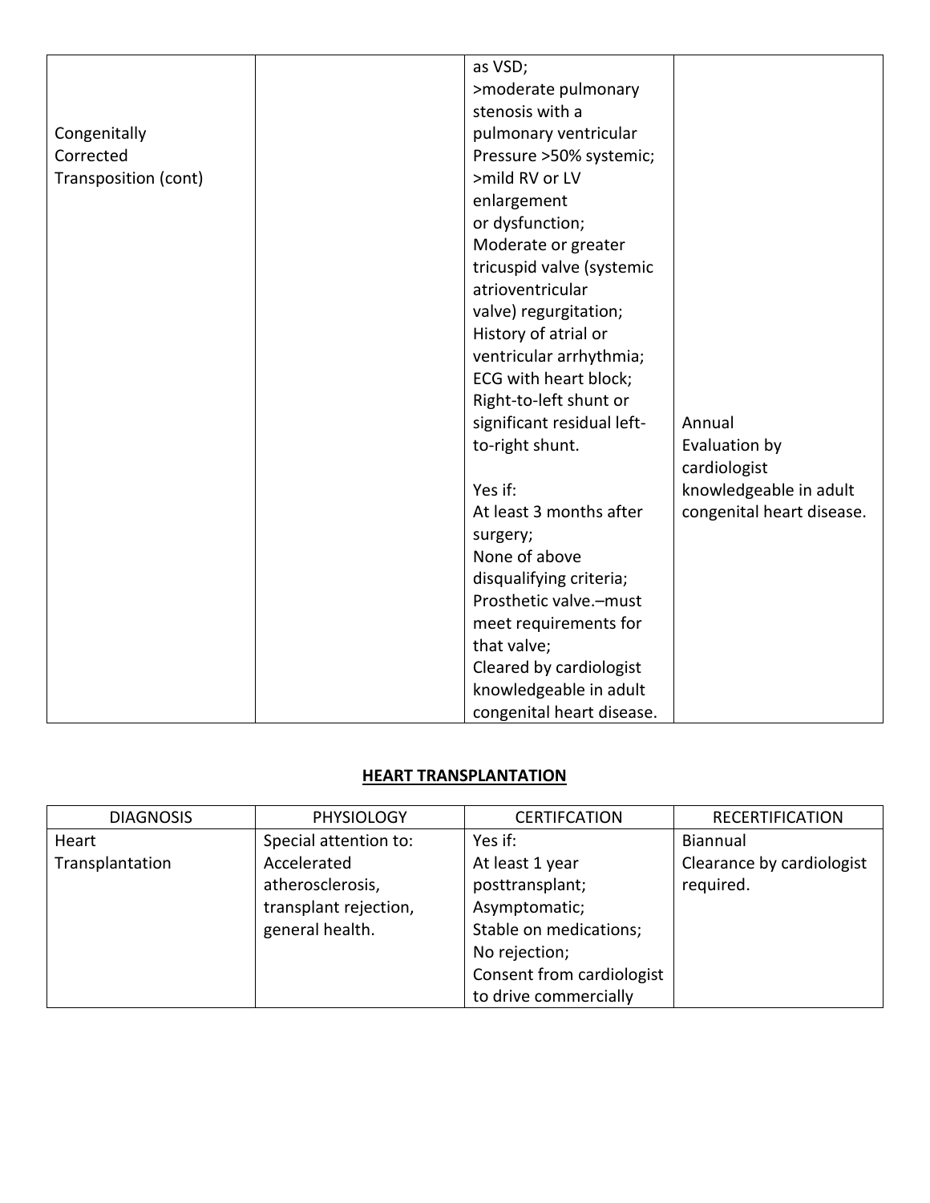| | | | |
|---|---|---|---|
| Congenitally Corrected Transposition (cont) | | as VSD;<br>>moderate pulmonary stenosis with a pulmonary ventricular Pressure >50% systemic;<br>>mild RV or LV enlargement or dysfunction;<br>Moderate or greater tricuspid valve (systemic atrioventricular valve) regurgitation;<br>History of atrial or ventricular arrhythmia;<br>ECG with heart block;<br>Right-to-left shunt or significant residual left-to-right shunt.<br><br>Yes if:<br>At least 3 months after surgery;<br>None of above disqualifying criteria;<br>Prosthetic valve.–must meet requirements for that valve;<br>Cleared by cardiologist knowledgeable in adult congenital heart disease. | Annual<br>Evaluation by cardiologist knowledgeable in adult congenital heart disease. |

## HEART TRANSPLANTATION

| DIAGNOSIS | PHYSIOLOGY | CERTIFCATION | RECERTIFICATION |
|---|---|---|---|
| Heart Transplantation | Special attention to:<br>Accelerated atherosclerosis, transplant rejection, general health. | Yes if:<br>At least 1 year posttransplant;<br>Asymptomatic;<br>Stable on medications;<br>No rejection;<br>Consent from cardiologist to drive commercially | Biannual<br>Clearance by cardiologist required. |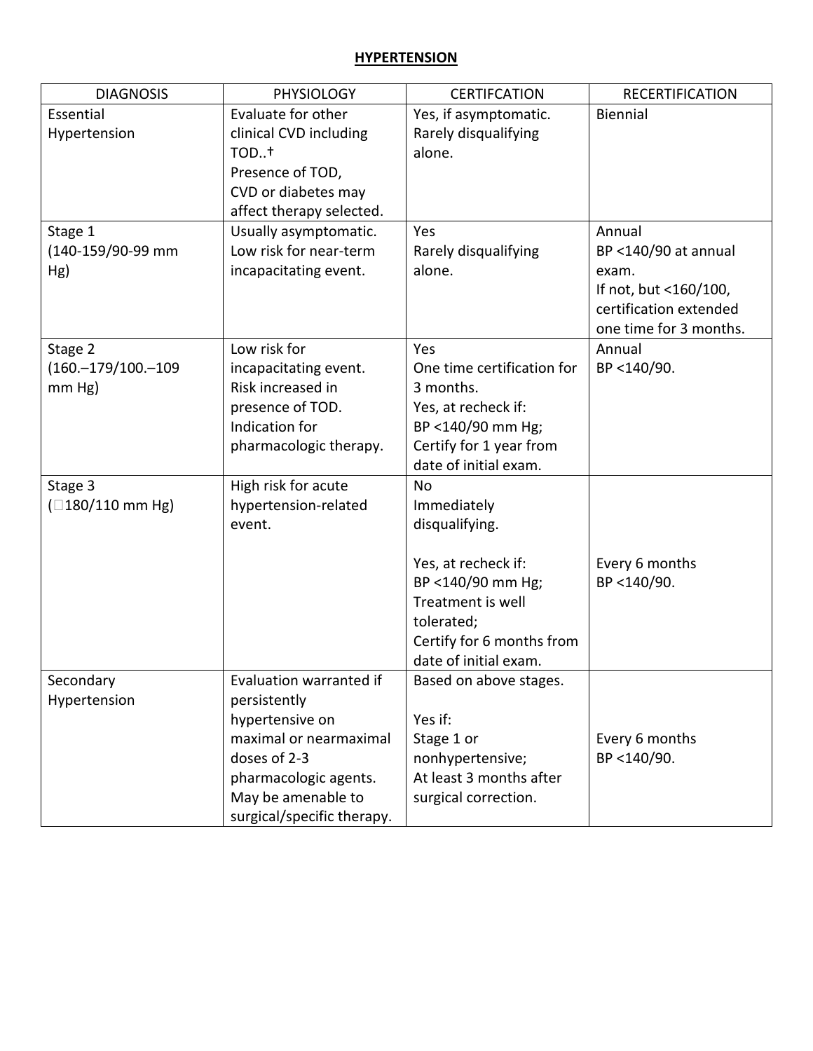## HYPERTENSION

| DIAGNOSIS | PHYSIOLOGY | CERTIFCATION | RECERTIFICATION |
|---|---|---|---|
| Essential Hypertension | Evaluate for other clinical CVD including TOD..† Presence of TOD, CVD or diabetes may affect therapy selected. | Yes, if asymptomatic. Rarely disqualifying alone. | Biennial |
| Stage 1 (140-159/90-99 mm Hg) | Usually asymptomatic. Low risk for near-term incapacitating event. | Yes Rarely disqualifying alone. | Annual BP <140/90 at annual exam. If not, but <160/100, certification extended one time for 3 months. |
| Stage 2 (160.–179/100.–109 mm Hg) | Low risk for incapacitating event. Risk increased in presence of TOD. Indication for pharmacologic therapy. | Yes One time certification for 3 months. Yes, at recheck if: BP <140/90 mm Hg; Certify for 1 year from date of initial exam. | Annual BP <140/90. |
| Stage 3 (≥180/110 mm Hg) | High risk for acute hypertension-related event. | No Immediately disqualifying. Yes, at recheck if: BP <140/90 mm Hg; Treatment is well tolerated; Certify for 6 months from date of initial exam. | Every 6 months BP <140/90. |
| Secondary Hypertension | Evaluation warranted if persistently hypertensive on maximal or nearmaximal doses of 2-3 pharmacologic agents. May be amenable to surgical/specific therapy. | Based on above stages. Yes if: Stage 1 or nonhypertensive; At least 3 months after surgical correction. | Every 6 months BP <140/90. |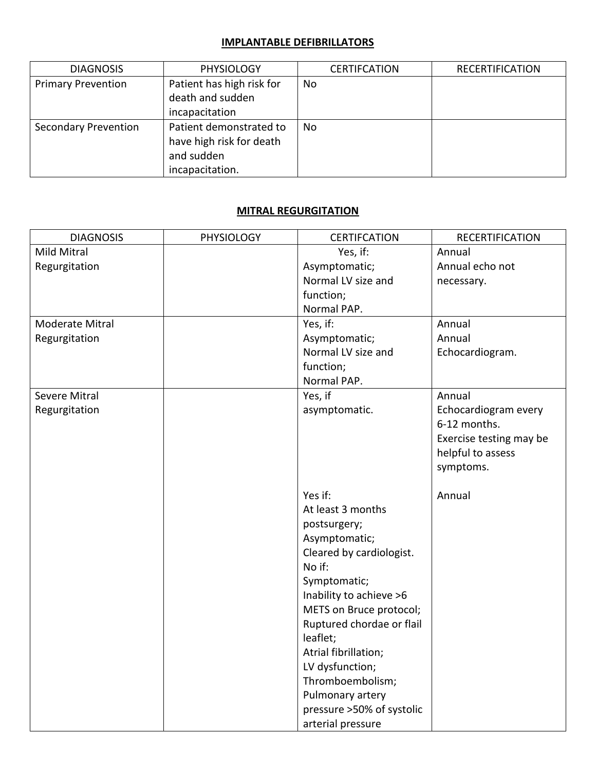## IMPLANTABLE DEFIBRILLATORS

| DIAGNOSIS | PHYSIOLOGY | CERTIFCATION | RECERTIFICATION |
|---|---|---|---|
| Primary Prevention | Patient has high risk for death and sudden incapacitation | No | |
| Secondary Prevention | Patient demonstrated to have high risk for death and sudden incapacitation. | No | |

## MITRAL REGURGITATION

| DIAGNOSIS | PHYSIOLOGY | CERTIFCATION | RECERTIFICATION |
|---|---|---|---|
| Mild Mitral Regurgitation | | Yes, if:<br>Asymptomatic;<br>Normal LV size and function;<br>Normal PAP. | Annual<br>Annual echo not necessary. |
| Moderate Mitral Regurgitation | | Yes, if:<br>Asymptomatic;<br>Normal LV size and function;<br>Normal PAP. | Annual<br>Annual Echocardiogram. |
| Severe Mitral Regurgitation | | Yes, if asymptomatic. | Annual<br>Echocardiogram every 6-12 months.<br>Exercise testing may be helpful to assess symptoms. |
| | | Yes if:<br>At least 3 months postsurgery;<br>Asymptomatic;<br>Cleared by cardiologist.<br>No if:<br>Symptomatic;<br>Inability to achieve >6 METS on Bruce protocol;<br>Ruptured chordae or flail leaflet;<br>Atrial fibrillation;<br>LV dysfunction;<br>Thromboembolism;<br>Pulmonary artery pressure >50% of systolic arterial pressure | Annual |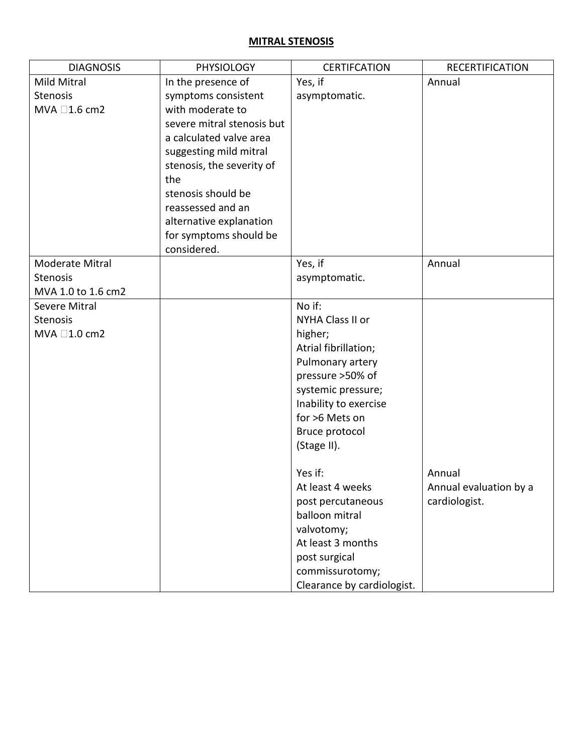# MITRAL STENOSIS

| DIAGNOSIS | PHYSIOLOGY | CERTIFCATION | RECERTIFICATION |
|---|---|---|---|
| Mild Mitral Stenosis MVA □1.6 cm2 | In the presence of symptoms consistent with moderate to severe mitral stenosis but a calculated valve area suggesting mild mitral stenosis, the severity of the stenosis should be reassessed and an alternative explanation for symptoms should be considered. | Yes, if asymptomatic. | Annual |
| Moderate Mitral Stenosis MVA 1.0 to 1.6 cm2 | | Yes, if asymptomatic. | Annual |
| Severe Mitral Stenosis MVA □1.0 cm2 | | No if: NYHA Class II or higher; Atrial fibrillation; Pulmonary artery pressure >50% of systemic pressure; Inability to exercise for >6 Mets on Bruce protocol (Stage II). | |
| | | Yes if: At least 4 weeks post percutaneous balloon mitral valvotomy; At least 3 months post surgical commissurotomy; Clearance by cardiologist. | Annual Annual evaluation by a cardiologist. |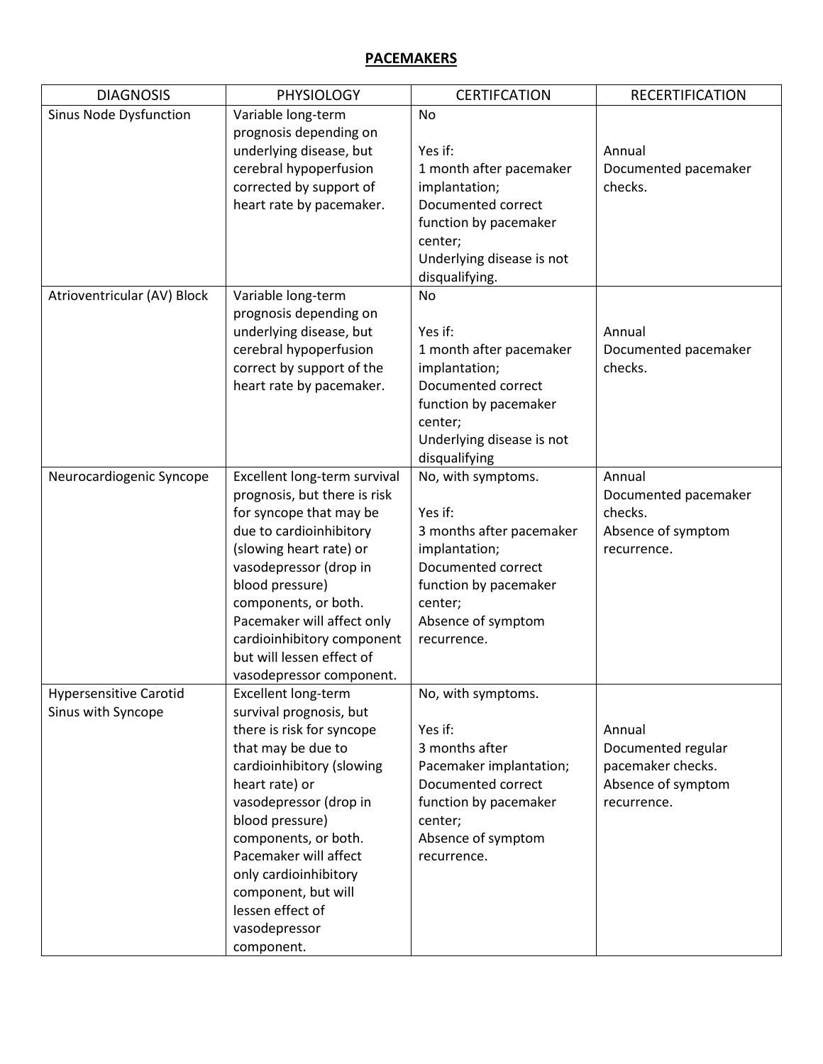# PACEMAKERS

| DIAGNOSIS | PHYSIOLOGY | CERTIFCATION | RECERTIFICATION |
| --- | --- | --- | --- |
| Sinus Node Dysfunction | Variable long-term prognosis depending on underlying disease, but cerebral hypoperfusion corrected by support of heart rate by pacemaker. | No<br><br>Yes if:<br>1 month after pacemaker implantation;<br>Documented correct function by pacemaker center;<br>Underlying disease is not disqualifying. | Annual<br>Documented pacemaker checks. |
| Atrioventricular (AV) Block | Variable long-term prognosis depending on underlying disease, but cerebral hypoperfusion correct by support of the heart rate by pacemaker. | No<br><br>Yes if:<br>1 month after pacemaker implantation;<br>Documented correct function by pacemaker center;<br>Underlying disease is not disqualifying | Annual<br>Documented pacemaker checks. |
| Neurocardiogenic Syncope | Excellent long-term survival prognosis, but there is risk for syncope that may be due to cardioinhibitory (slowing heart rate) or vasodepressor (drop in blood pressure) components, or both. Pacemaker will affect only cardioinhibitory component but will lessen effect of vasodepressor component. | No, with symptoms.<br><br>Yes if:<br>3 months after pacemaker implantation;<br>Documented correct function by pacemaker center;<br>Absence of symptom recurrence. | Annual<br>Documented pacemaker checks.<br>Absence of symptom recurrence. |
| Hypersensitive Carotid Sinus with Syncope | Excellent long-term survival prognosis, but there is risk for syncope that may be due to cardioinhibitory (slowing heart rate) or vasodepressor (drop in blood pressure) components, or both. Pacemaker will affect only cardioinhibitory component, but will lessen effect of vasodepressor component. | No, with symptoms.<br><br>Yes if:<br>3 months after Pacemaker implantation;<br>Documented correct function by pacemaker center;<br>Absence of symptom recurrence. | Annual<br>Documented regular pacemaker checks.<br>Absence of symptom recurrence. |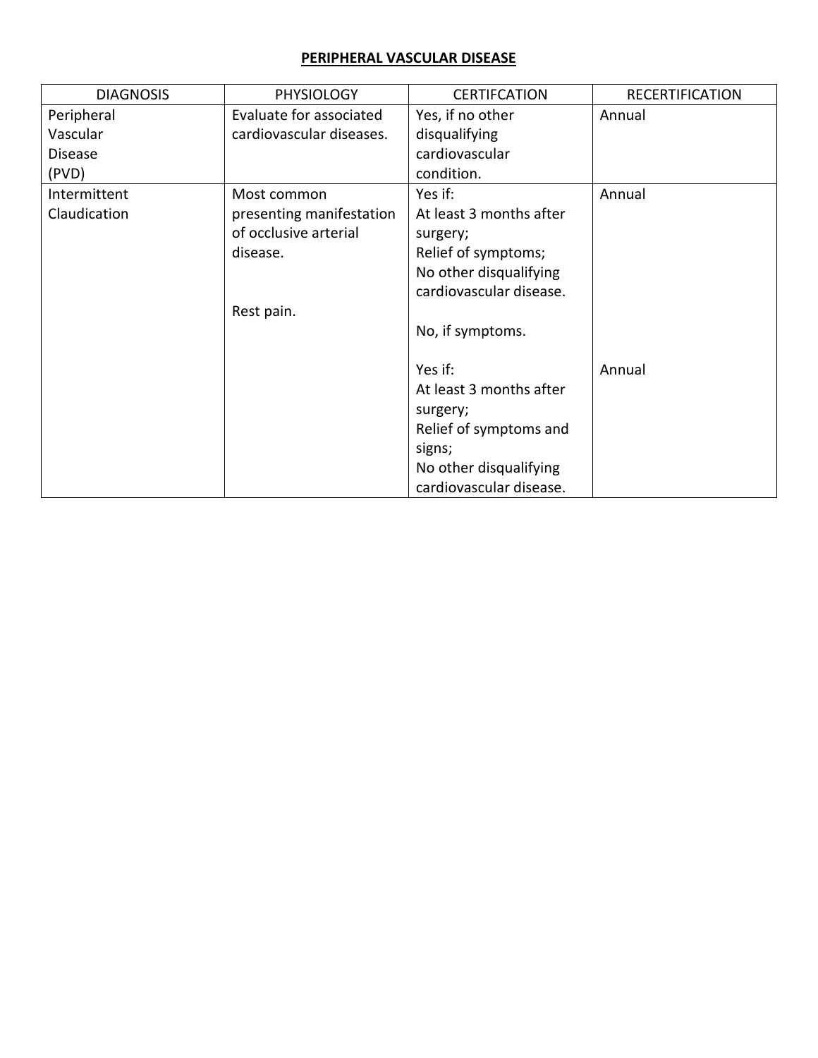# PERIPHERAL VASCULAR DISEASE

| DIAGNOSIS | PHYSIOLOGY | CERTIFCATION | RECERTIFICATION |
|---|---|---|---|
| Peripheral Vascular Disease (PVD) | Evaluate for associated cardiovascular diseases. | Yes, if no other disqualifying cardiovascular condition. | Annual |
| Intermittent Claudication | Most common presenting manifestation of occlusive arterial disease. | Yes if:<br>At least 3 months after surgery;<br>Relief of symptoms;<br>No other disqualifying cardiovascular disease. | Annual |
| | Rest pain. | No, if symptoms.<br><br>Yes if:<br>At least 3 months after surgery;<br>Relief of symptoms and signs;<br>No other disqualifying cardiovascular disease. | Annual |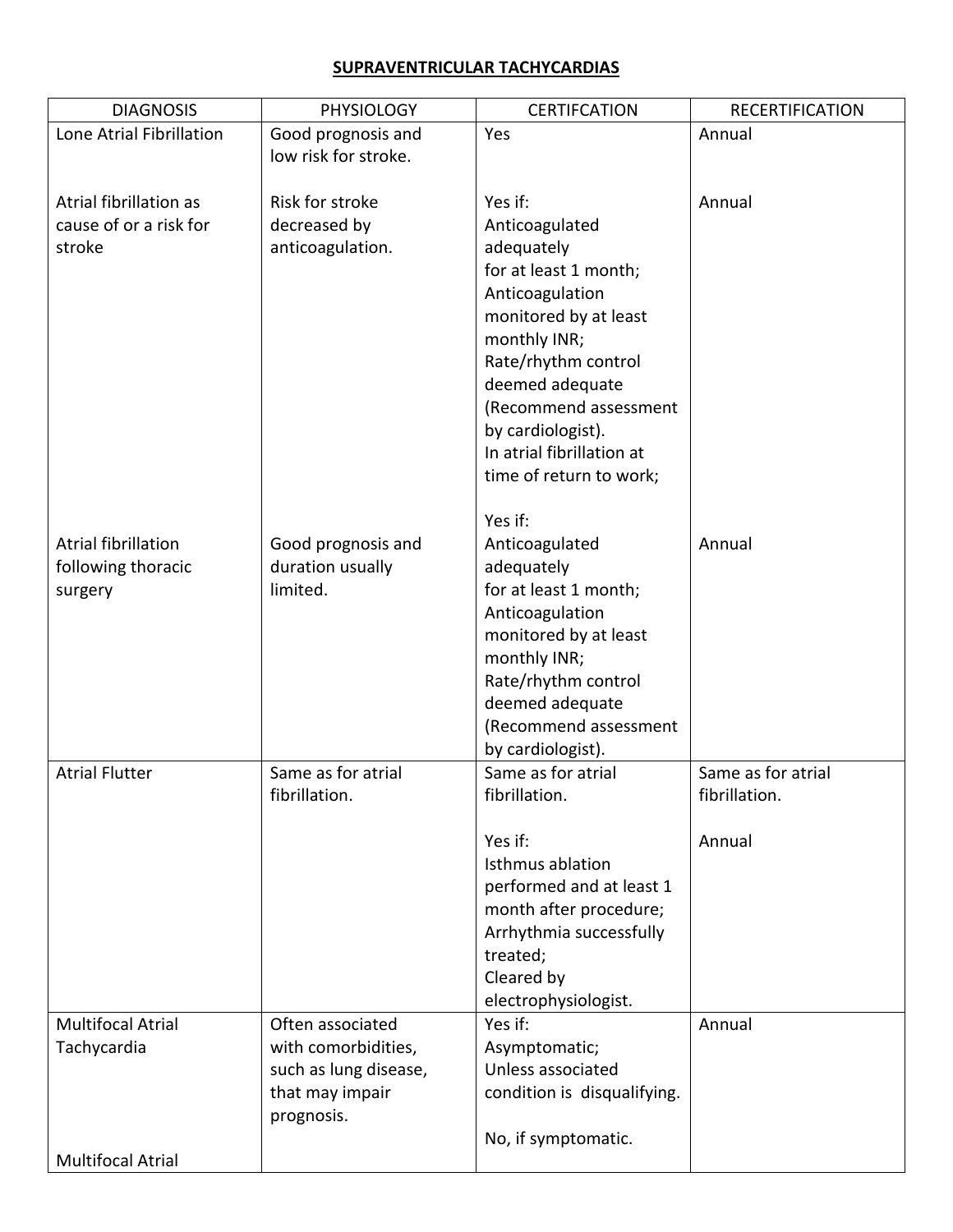## SUPRAVENTRICULAR TACHYCARDIAS

| DIAGNOSIS | PHYSIOLOGY | CERTIFCATION | RECERTIFICATION |
|---|---|---|---|
| Lone Atrial Fibrillation<br><br>Atrial fibrillation as cause of or a risk for stroke<br><br>Atrial fibrillation following thoracic surgery | Good prognosis and low risk for stroke.<br><br>Risk for stroke decreased by anticoagulation.<br><br>Good prognosis and duration usually limited. | Yes<br><br>Yes if:<br>Anticoagulated adequately for at least 1 month;<br>Anticoagulation monitored by at least monthly INR;<br>Rate/rhythm control deemed adequate (Recommend assessment by cardiologist).<br>In atrial fibrillation at time of return to work;<br><br>Yes if:<br>Anticoagulated adequately for at least 1 month;<br>Anticoagulation monitored by at least monthly INR;<br>Rate/rhythm control deemed adequate (Recommend assessment by cardiologist). | Annual<br><br>Annual<br><br>Annual |
| Atrial Flutter | Same as for atrial fibrillation. | Same as for atrial fibrillation.<br><br>Yes if:<br>Isthmus ablation performed and at least 1 month after procedure;<br>Arrhythmia successfully treated;<br>Cleared by electrophysiologist. | Same as for atrial fibrillation.<br><br>Annual |
| Multifocal Atrial Tachycardia<br><br>Multifocal Atrial | Often associated with comorbidities, such as lung disease, that may impair prognosis. | Yes if:<br>Asymptomatic;<br>Unless associated condition is disqualifying.<br><br>No, if symptomatic. | Annual |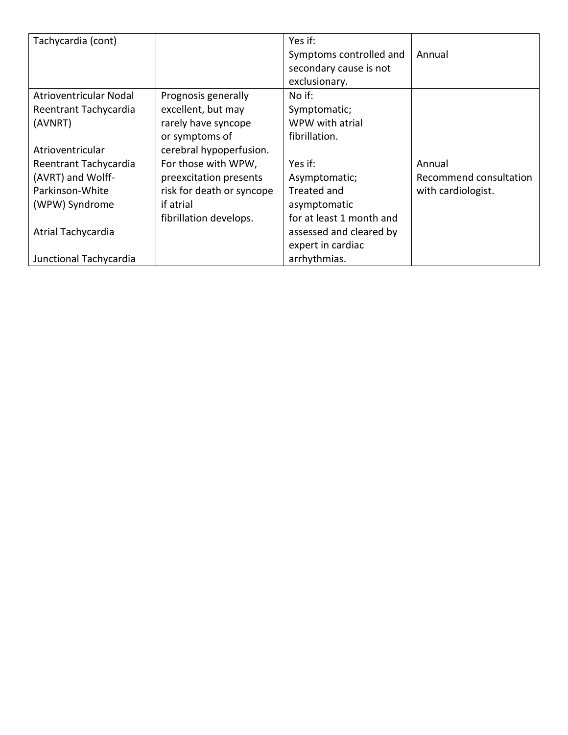| Tachycardia (cont) | | Yes if:<br>Symptoms controlled and secondary cause is not exclusionary. | Annual |
|---|---|---|---|
| Atrioventricular Nodal Reentrant Tachycardia (AVNRT)<br><br>Atrioventricular Reentrant Tachycardia (AVRT) and Wolff-Parkinson-White (WPW) Syndrome<br><br>Atrial Tachycardia<br><br>Junctional Tachycardia | Prognosis generally excellent, but may rarely have syncope or symptoms of cerebral hypoperfusion. For those with WPW, preexcitation presents risk for death or syncope if atrial fibrillation develops. | No if:<br>Symptomatic;<br>WPW with atrial fibrillation.<br><br>Yes if:<br>Asymptomatic;<br>Treated and asymptomatic for at least 1 month and assessed and cleared by expert in cardiac arrhythmias. | Annual<br>Recommend consultation with cardiologist. |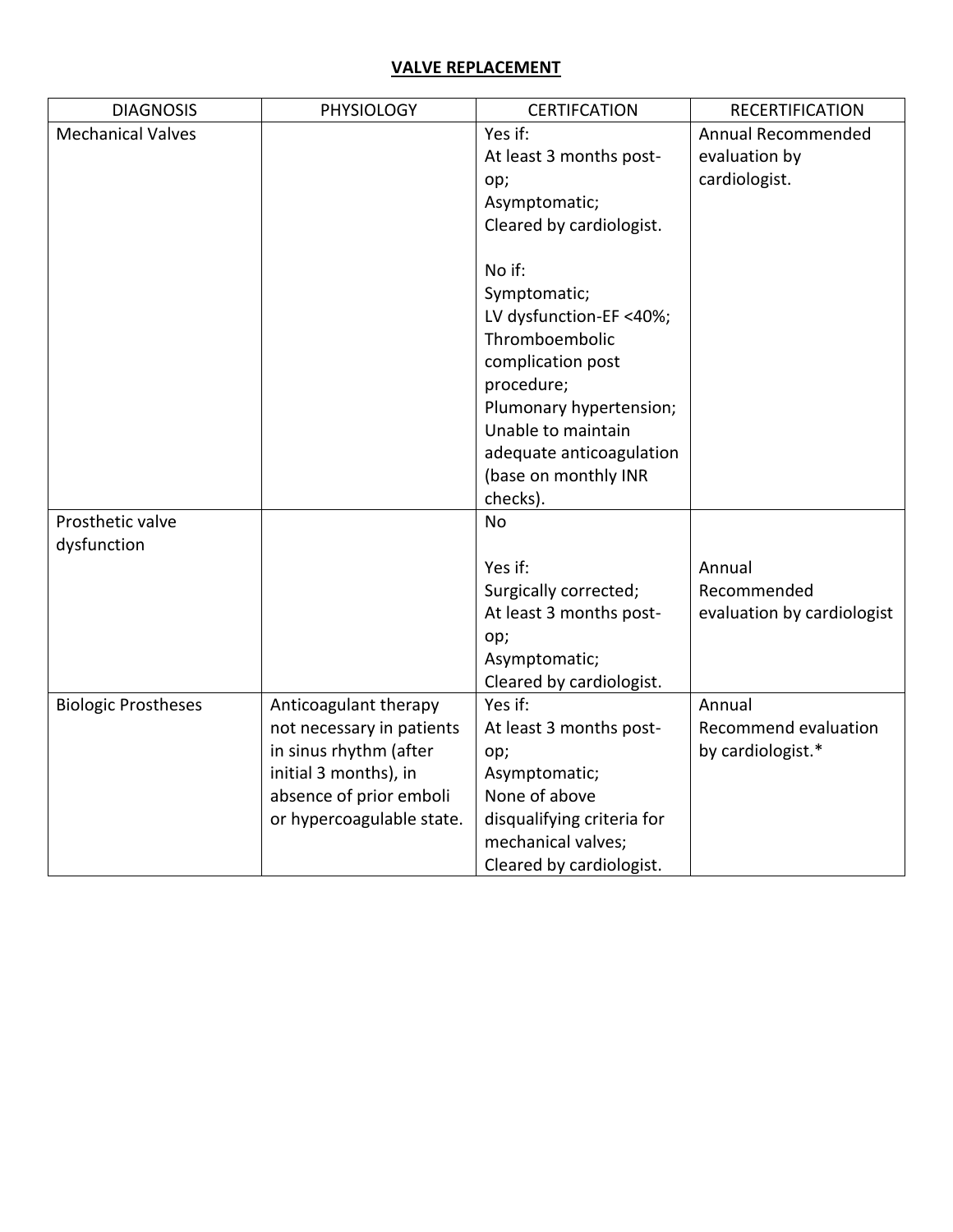# VALVE REPLACEMENT

| DIAGNOSIS | PHYSIOLOGY | CERTIFCATION | RECERTIFICATION |
|---|---|---|---|
| Mechanical Valves | | Yes if:<br>At least 3 months post-op;<br>Asymptomatic;<br>Cleared by cardiologist.<br><br>No if:<br>Symptomatic;<br>LV dysfunction-EF <40%;<br>Thromboembolic complication post procedure;<br>Plumonary hypertension;<br>Unable to maintain adequate anticoagulation (base on monthly INR checks). | Annual Recommended evaluation by cardiologist. |
| Prosthetic valve dysfunction | | No<br><br>Yes if:<br>Surgically corrected;<br>At least 3 months post-op;<br>Asymptomatic;<br>Cleared by cardiologist. | Annual<br>Recommended evaluation by cardiologist |
| Biologic Prostheses | Anticoagulant therapy not necessary in patients in sinus rhythm (after initial 3 months), in absence of prior emboli or hypercoagulable state. | Yes if:<br>At least 3 months post-op;<br>Asymptomatic;<br>None of above disqualifying criteria for mechanical valves;<br>Cleared by cardiologist. | Annual<br>Recommend evaluation by cardiologist.* |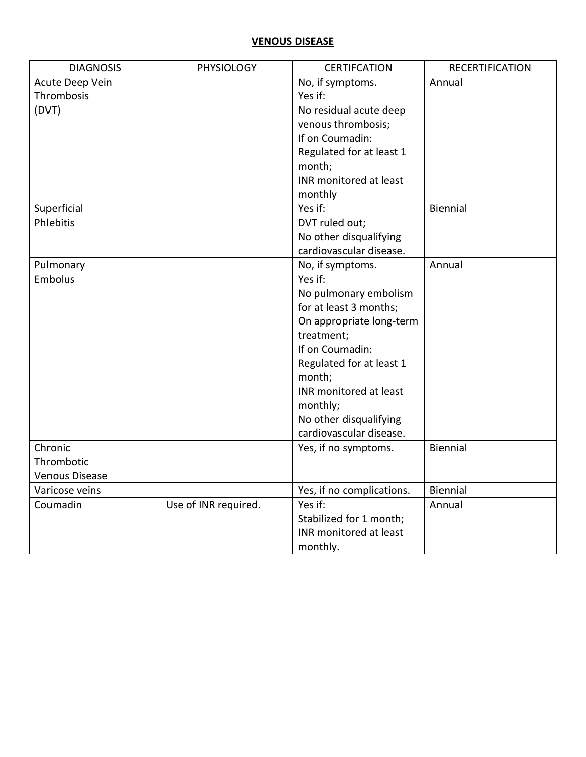# VENOUS DISEASE

| DIAGNOSIS | PHYSIOLOGY | CERTIFCATION | RECERTIFICATION |
|---|---|---|---|
| Acute Deep Vein Thrombosis (DVT) | | No, if symptoms.<br>Yes if:<br>No residual acute deep venous thrombosis;<br>If on Coumadin:<br>Regulated for at least 1 month;<br>INR monitored at least monthly | Annual |
| Superficial Phlebitis | | Yes if:<br>DVT ruled out;<br>No other disqualifying cardiovascular disease. | Biennial |
| Pulmonary Embolus | | No, if symptoms.<br>Yes if:<br>No pulmonary embolism for at least 3 months;<br>On appropriate long-term treatment;<br>If on Coumadin:<br>Regulated for at least 1 month;<br>INR monitored at least monthly;<br>No other disqualifying cardiovascular disease. | Annual |
| Chronic Thrombotic Venous Disease | | Yes, if no symptoms. | Biennial |
| Varicose veins | | Yes, if no complications. | Biennial |
| Coumadin | Use of INR required. | Yes if:<br>Stabilized for 1 month;<br>INR monitored at least monthly. | Annual |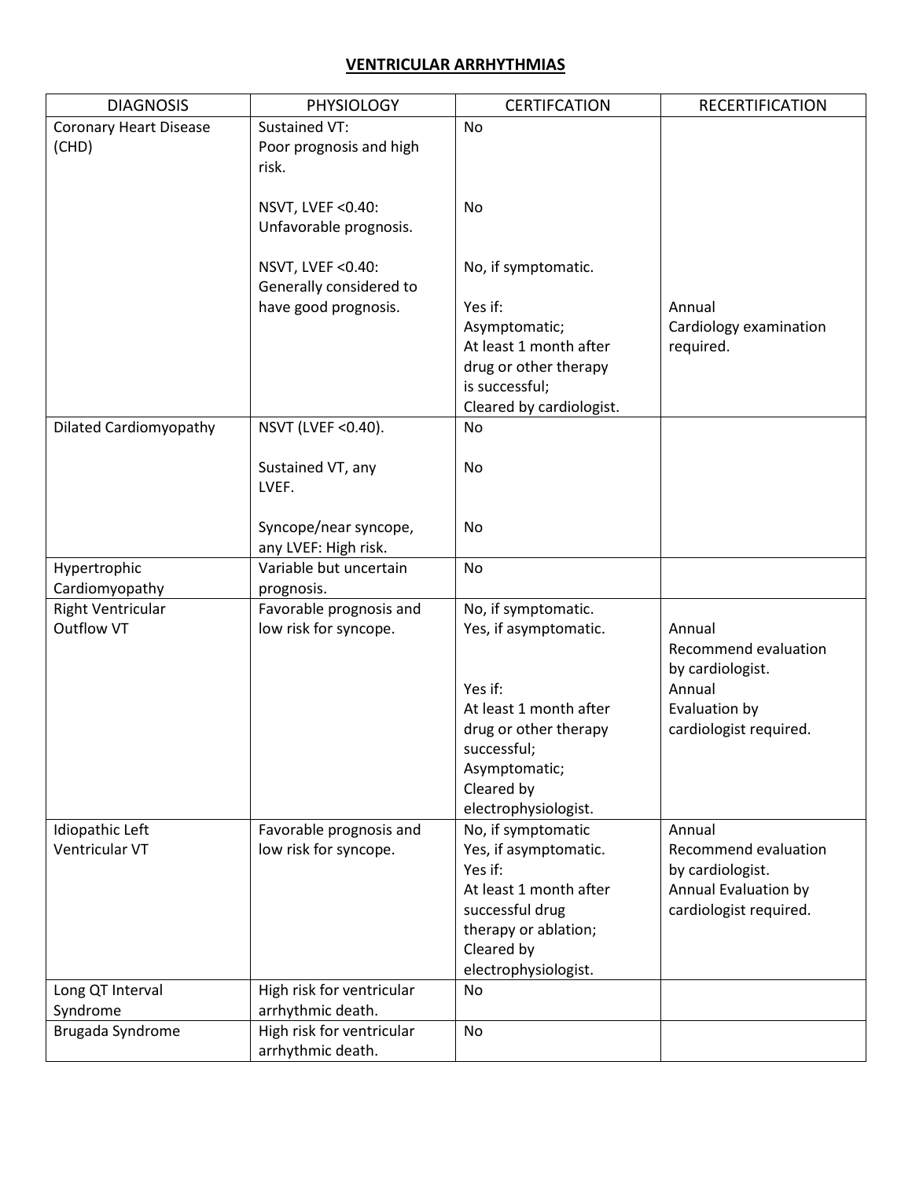# VENTRICULAR ARRHYTHMIAS

| DIAGNOSIS | PHYSIOLOGY | CERTIFCATION | RECERTIFICATION |
|---|---|---|---|
| Coronary Heart Disease (CHD) | Sustained VT: Poor prognosis and high risk. | No | |
| | NSVT, LVEF <0.40: Unfavorable prognosis. | No | |
| | NSVT, LVEF <0.40: Generally considered to have good prognosis. | No, if symptomatic. | |
| | | Yes if: Asymptomatic; At least 1 month after drug or other therapy is successful; Cleared by cardiologist. | Annual Cardiology examination required. |
| Dilated Cardiomyopathy | NSVT (LVEF <0.40). | No | |
| | Sustained VT, any LVEF. | No | |
| | Syncope/near syncope, any LVEF: High risk. | No | |
| Hypertrophic Cardiomyopathy | Variable but uncertain prognosis. | No | |
| Right Ventricular Outflow VT | Favorable prognosis and low risk for syncope. | No, if symptomatic. Yes, if asymptomatic. | Annual Recommend evaluation by cardiologist. |
| | | Yes if: At least 1 month after drug or other therapy successful; Asymptomatic; Cleared by electrophysiologist. | Annual Evaluation by cardiologist required. |
| Idiopathic Left Ventricular VT | Favorable prognosis and low risk for syncope. | No, if symptomatic Yes, if asymptomatic. Yes if: At least 1 month after successful drug therapy or ablation; Cleared by electrophysiologist. | Annual Recommend evaluation by cardiologist. Annual Evaluation by cardiologist required. |
| Long QT Interval Syndrome | High risk for ventricular arrhythmic death. | No | |
| Brugada Syndrome | High risk for ventricular arrhythmic death. | No | |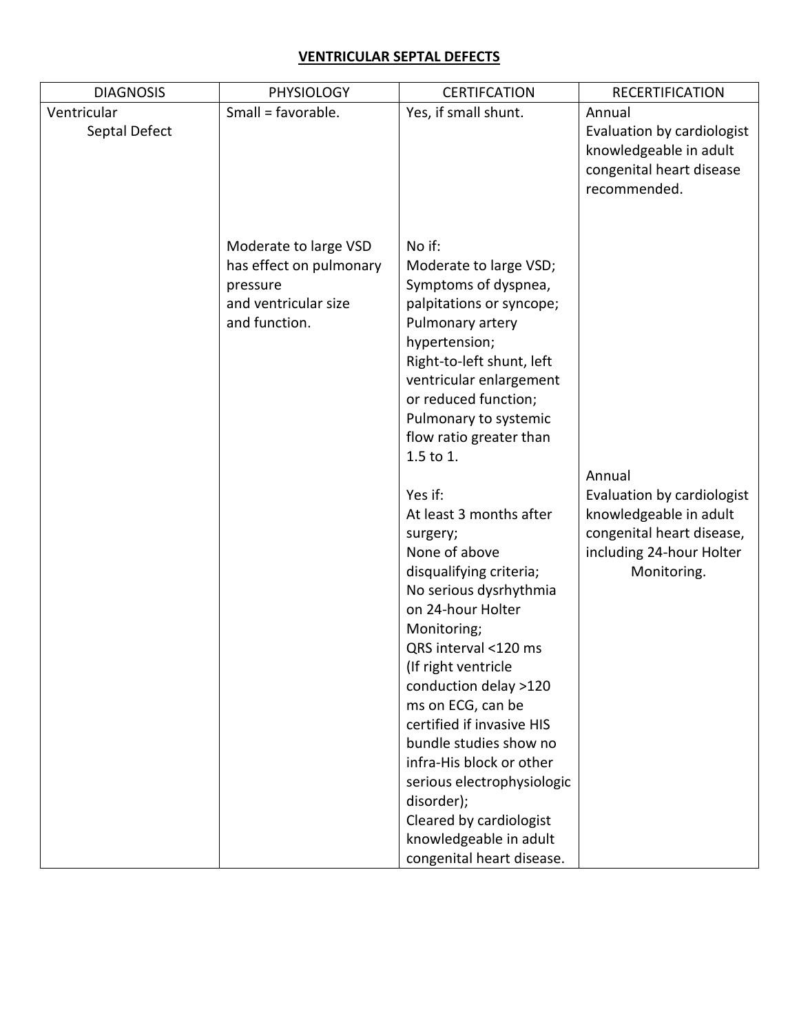## VENTRICULAR SEPTAL DEFECTS

| DIAGNOSIS | PHYSIOLOGY | CERTIFCATION | RECERTIFICATION |
|---|---|---|---|
| Ventricular Septal Defect | Small = favorable. | Yes, if small shunt. | Annual<br>Evaluation by cardiologist knowledgeable in adult congenital heart disease recommended. |
| | Moderate to large VSD has effect on pulmonary pressure and ventricular size and function. | No if:<br>Moderate to large VSD;<br>Symptoms of dyspnea, palpitations or syncope;<br>Pulmonary artery hypertension;<br>Right-to-left shunt, left ventricular enlargement or reduced function;<br>Pulmonary to systemic flow ratio greater than 1.5 to 1. | |
| | | Yes if:<br>At least 3 months after surgery;<br>None of above disqualifying criteria;<br>No serious dysrhythmia on 24-hour Holter Monitoring;<br>QRS interval <120 ms (If right ventricle conduction delay >120 ms on ECG, can be certified if invasive HIS bundle studies show no infra-His block or other serious electrophysiologic disorder);<br>Cleared by cardiologist knowledgeable in adult congenital heart disease. | Annual<br>Evaluation by cardiologist knowledgeable in adult congenital heart disease, including 24-hour Holter Monitoring. |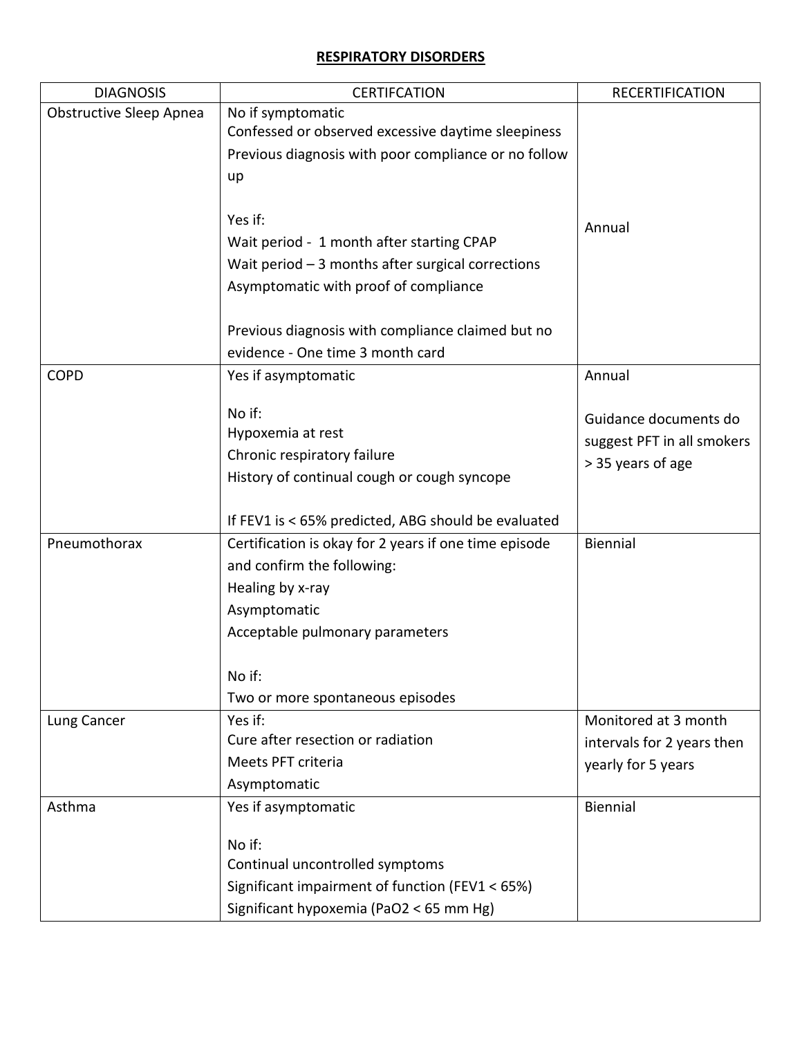## RESPIRATORY DISORDERS

| DIAGNOSIS | CERTIFCATION | RECERTIFICATION |
|---|---|---|
| Obstructive Sleep Apnea | No if symptomatic<br>Confessed or observed excessive daytime sleepiness<br>Previous diagnosis with poor compliance or no follow up<br><br>Yes if:<br>Wait period - 1 month after starting CPAP<br>Wait period – 3 months after surgical corrections<br>Asymptomatic with proof of compliance<br><br>Previous diagnosis with compliance claimed but no evidence - One time 3 month card | Annual |
| COPD | Yes if asymptomatic<br><br>No if:<br>Hypoxemia at rest<br>Chronic respiratory failure<br>History of continual cough or cough syncope<br><br>If FEV1 is < 65% predicted, ABG should be evaluated | Annual<br><br>Guidance documents do suggest PFT in all smokers > 35 years of age |
| Pneumothorax | Certification is okay for 2 years if one time episode and confirm the following:<br>Healing by x-ray<br>Asymptomatic<br>Acceptable pulmonary parameters<br><br>No if:<br>Two or more spontaneous episodes | Biennial |
| Lung Cancer | Yes if:<br>Cure after resection or radiation<br>Meets PFT criteria<br>Asymptomatic | Monitored at 3 month intervals for 2 years then yearly for 5 years |
| Asthma | Yes if asymptomatic<br><br>No if:<br>Continual uncontrolled symptoms<br>Significant impairment of function (FEV1 < 65%)<br>Significant hypoxemia (PaO2 < 65 mm Hg) | Biennial |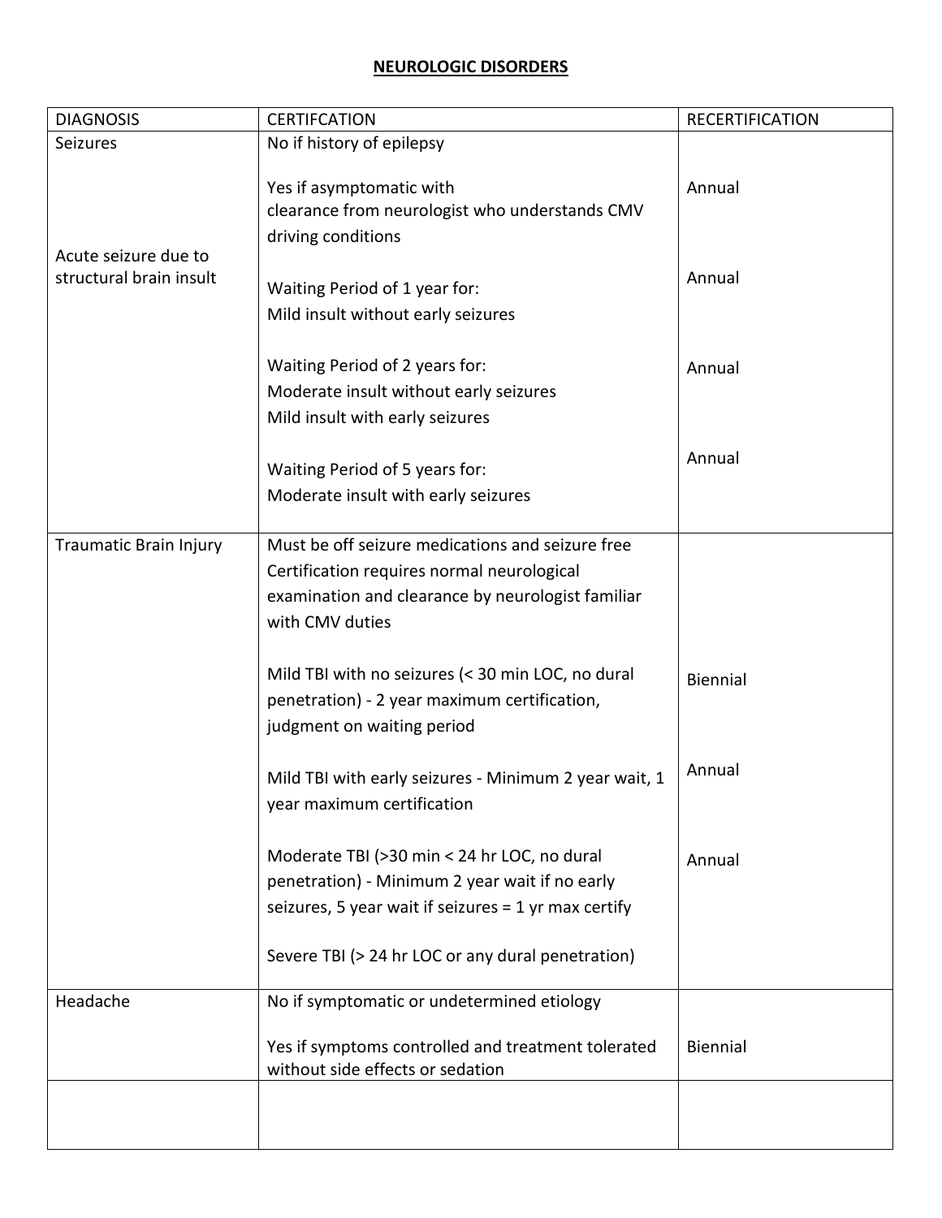# NEUROLOGIC DISORDERS

| DIAGNOSIS | CERTIFCATION | RECERTIFICATION |
|---|---|---|
| Seizures | No if history of epilepsy | |
| | Yes if asymptomatic with clearance from neurologist who understands CMV driving conditions | Annual |
| Acute seizure due to structural brain insult | Waiting Period of 1 year for: Mild insult without early seizures | Annual |
| | Waiting Period of 2 years for: Moderate insult without early seizures Mild insult with early seizures | Annual |
| | Waiting Period of 5 years for: Moderate insult with early seizures | Annual |
| Traumatic Brain Injury | Must be off seizure medications and seizure free Certification requires normal neurological examination and clearance by neurologist familiar with CMV duties | |
| | Mild TBI with no seizures (< 30 min LOC, no dural penetration) - 2 year maximum certification, judgment on waiting period | Biennial |
| | Mild TBI with early seizures - Minimum 2 year wait, 1 year maximum certification | Annual |
| | Moderate TBI (>30 min < 24 hr LOC, no dural penetration) - Minimum 2 year wait if no early seizures, 5 year wait if seizures = 1 yr max certify | Annual |
| | Severe TBI (> 24 hr LOC or any dural penetration) | |
| Headache | No if symptomatic or undetermined etiology | |
| | Yes if symptoms controlled and treatment tolerated without side effects or sedation | Biennial |
| | | |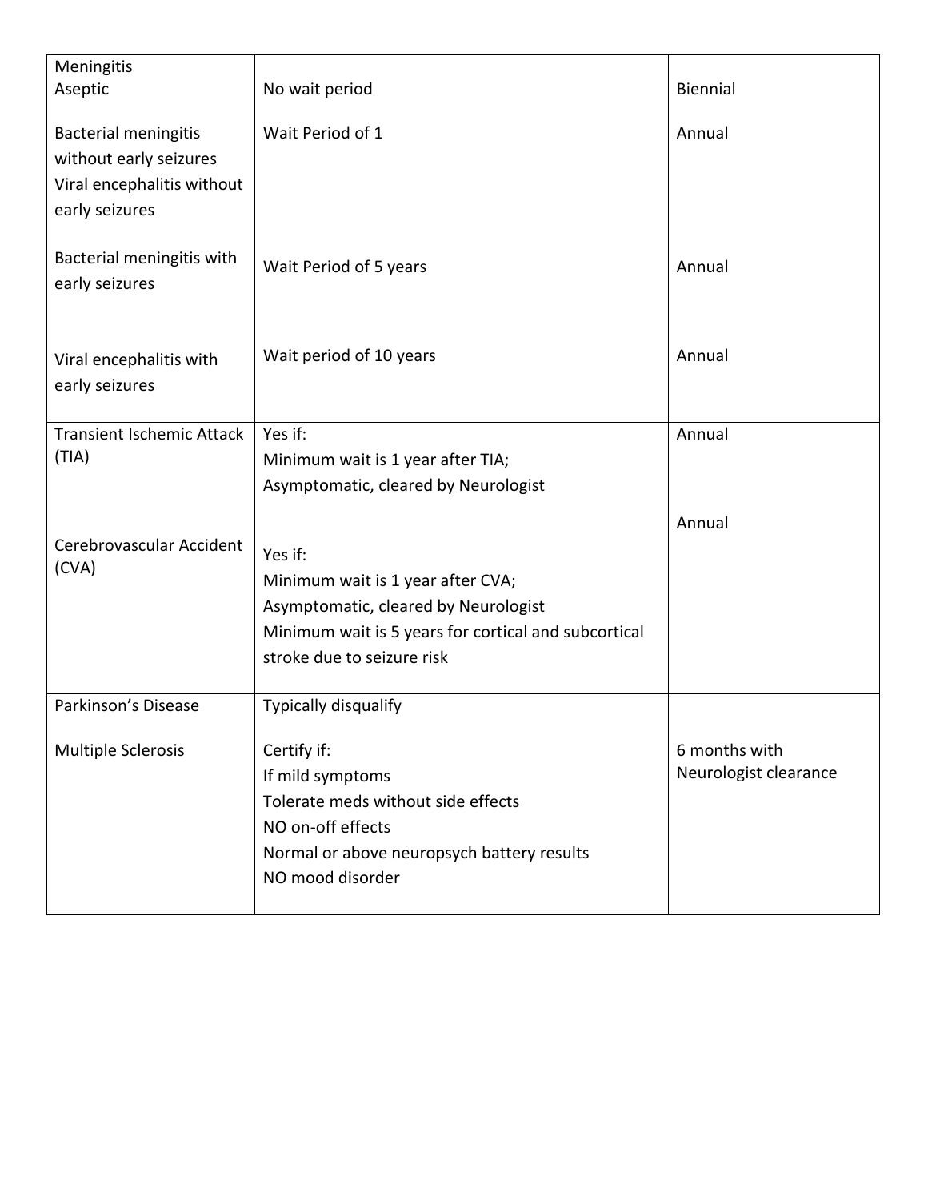| | | |
|---|---|---|
| Meningitis<br>Aseptic<br><br>Bacterial meningitis without early seizures<br>Viral encephalitis without early seizures<br><br>Bacterial meningitis with early seizures<br><br>Viral encephalitis with early seizures | No wait period<br><br>Wait Period of 1<br><br><br><br>Wait Period of 5 years<br><br>Wait period of 10 years | Biennial<br><br>Annual<br><br><br><br>Annual<br><br>Annual |
| Transient Ischemic Attack (TIA)<br><br><br>Cerebrovascular Accident (CVA) | Yes if:<br>Minimum wait is 1 year after TIA;<br>Asymptomatic, cleared by Neurologist<br><br>Yes if:<br>Minimum wait is 1 year after CVA;<br>Asymptomatic, cleared by Neurologist<br>Minimum wait is 5 years for cortical and subcortical stroke due to seizure risk | Annual<br><br><br>Annual |
| Parkinson's Disease<br><br>Multiple Sclerosis | Typically disqualify<br><br>Certify if:<br>If mild symptoms<br>Tolerate meds without side effects<br>NO on-off effects<br>Normal or above neuropsych battery results<br>NO mood disorder | <br><br>6 months with Neurologist clearance |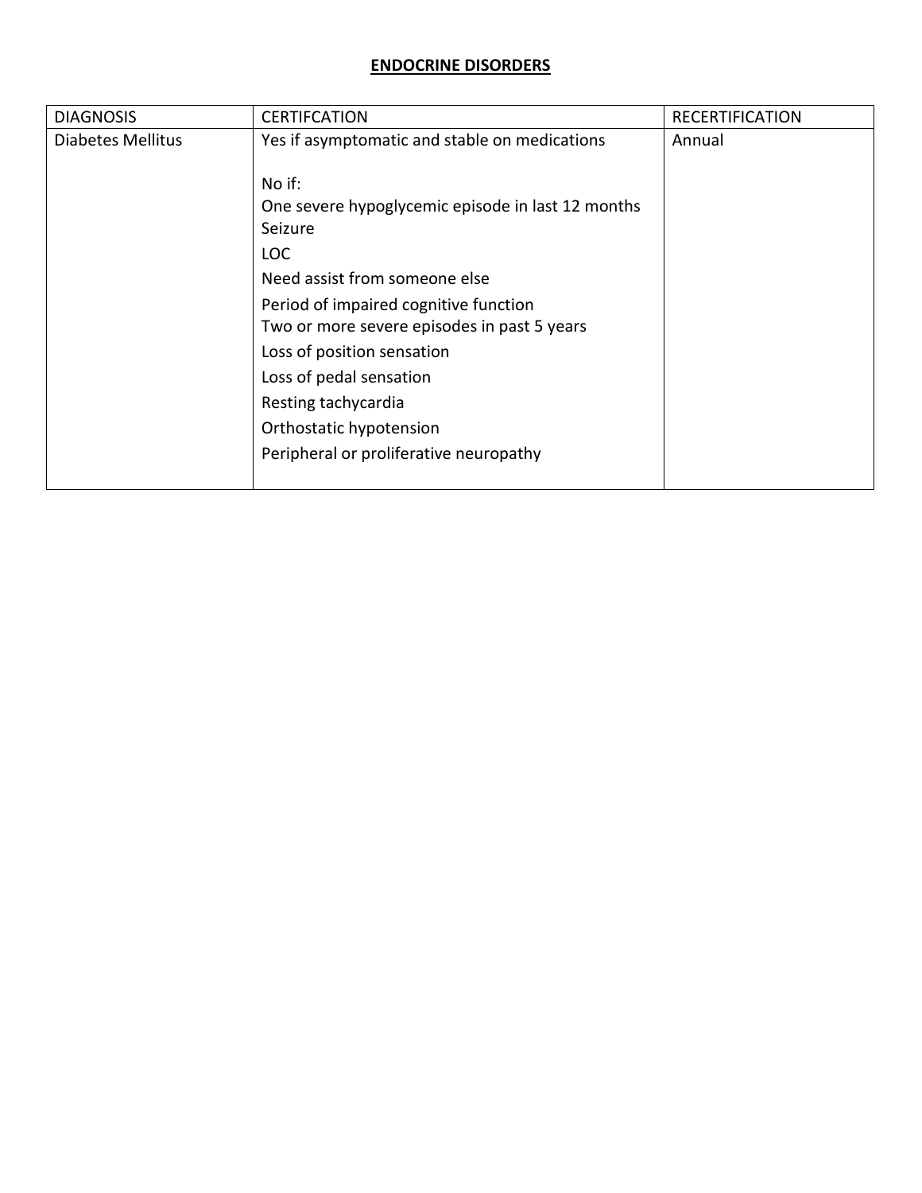# ENDOCRINE DISORDERS

| DIAGNOSIS | CERTIFCATION | RECERTIFICATION |
| --- | --- | --- |
| Diabetes Mellitus | Yes if asymptomatic and stable on medications<br><br>No if:<br>One severe hypoglycemic episode in last 12 months<br>Seizure<br>LOC<br>Need assist from someone else<br>Period of impaired cognitive function<br>Two or more severe episodes in past 5 years<br>Loss of position sensation<br>Loss of pedal sensation<br>Resting tachycardia<br>Orthostatic hypotension<br>Peripheral or proliferative neuropathy | Annual |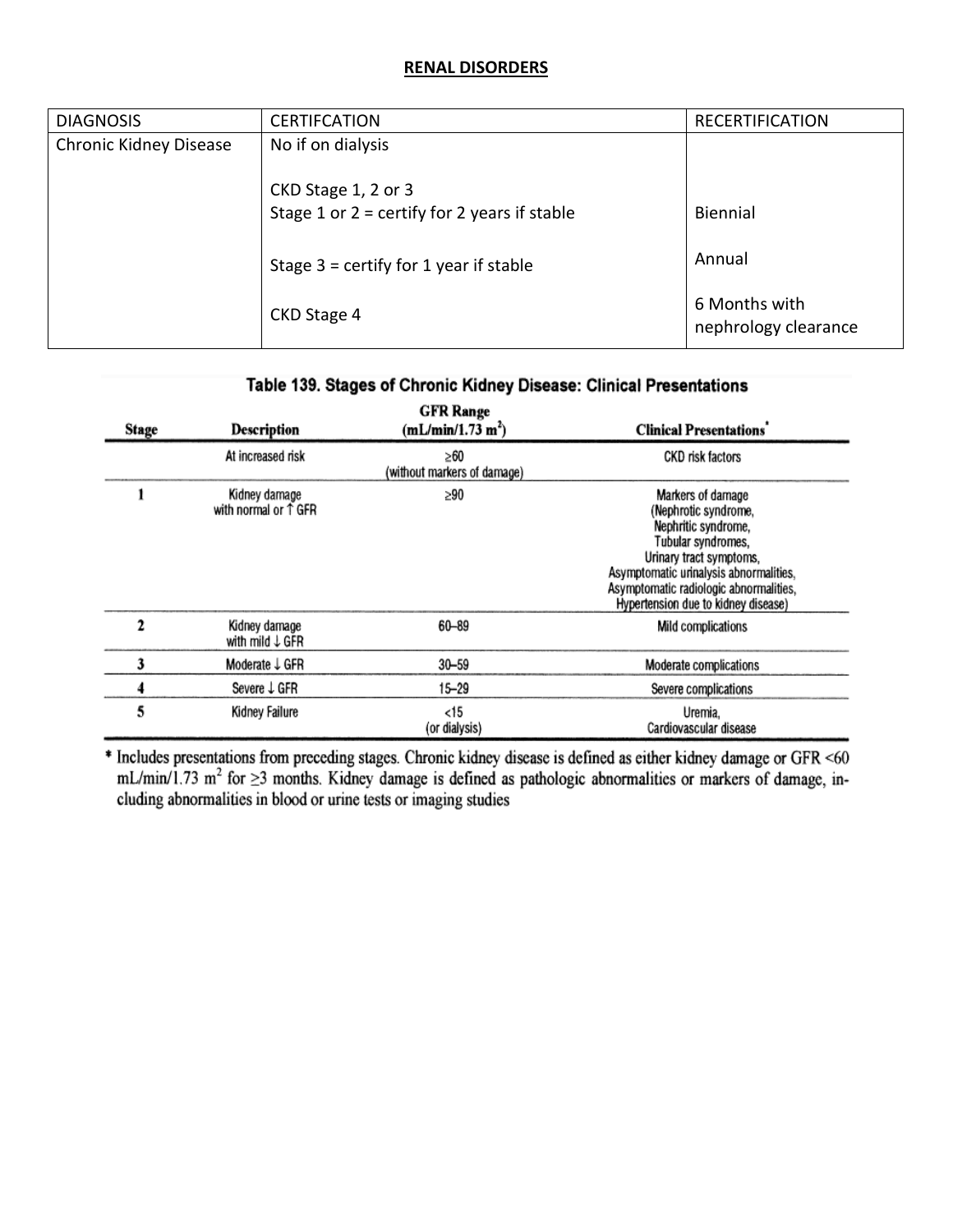# RENAL DISORDERS

| DIAGNOSIS | CERTIFCATION | RECERTIFICATION |
|---|---|---|
| Chronic Kidney Disease | No if on dialysis | |
| | CKD Stage 1, 2 or 3<br>Stage 1 or 2 = certify for 2 years if stable | Biennial |
| | Stage 3 = certify for 1 year if stable | Annual |
| | CKD Stage 4 | 6 Months with nephrology clearance |

**Table 139. Stages of Chronic Kidney Disease: Clinical Presentations**

| Stage | Description | GFR Range (mL/min/1.73 $m^2$) | Clinical Presentations* |
|---|---|---|---|
| | At increased risk | ≥60 (without markers of damage) | CKD risk factors |
| 1 | Kidney damage with normal or ↑ GFR | ≥90 | Markers of damage (Nephrotic syndrome, Nephritic syndrome, Tubular syndromes, Urinary tract symptoms, Asymptomatic urinalysis abnormalities, Asymptomatic radiologic abnormalities, Hypertension due to kidney disease) |
| 2 | Kidney damage with mild ↓ GFR | 60–89 | Mild complications |
| 3 | Moderate ↓ GFR | 30–59 | Moderate complications |
| 4 | Severe ↓ GFR | 15–29 | Severe complications |
| 5 | Kidney Failure | <15 (or dialysis) | Uremia, Cardiovascular disease |

\* Includes presentations from preceding stages. Chronic kidney disease is defined as either kidney damage or GFR <60 mL/min/1.73 $m^2$ for ≥3 months. Kidney damage is defined as pathologic abnormalities or markers of damage, including abnormalities in blood or urine tests or imaging studies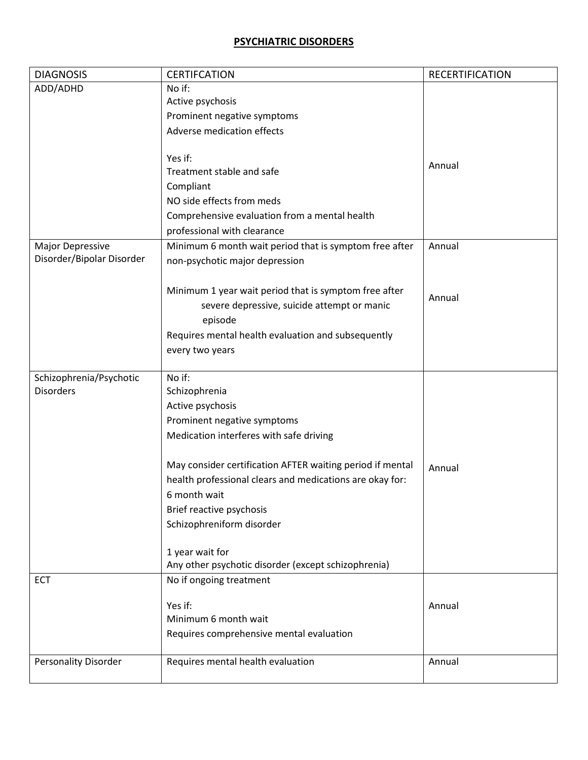# PSYCHIATRIC DISORDERS

| DIAGNOSIS | CERTIFCATION | RECERTIFICATION |
|---|---|---|
| ADD/ADHD | No if:<br>Active psychosis<br>Prominent negative symptoms<br>Adverse medication effects<br><br>Yes if:<br>Treatment stable and safe<br>Compliant<br>NO side effects from meds<br>Comprehensive evaluation from a mental health professional with clearance | Annual |
| Major Depressive Disorder/Bipolar Disorder | Minimum 6 month wait period that is symptom free after non-psychotic major depression<br><br>Minimum 1 year wait period that is symptom free after severe depressive, suicide attempt or manic episode<br>Requires mental health evaluation and subsequently every two years | Annual<br><br>Annual |
| Schizophrenia/Psychotic Disorders | No if:<br>Schizophrenia<br>Active psychosis<br>Prominent negative symptoms<br>Medication interferes with safe driving<br><br>May consider certification AFTER waiting period if mental health professional clears and medications are okay for:<br>6 month wait<br>Brief reactive psychosis<br>Schizophreniform disorder<br><br>1 year wait for<br>Any other psychotic disorder (except schizophrenia) | Annual |
| ECT | No if ongoing treatment<br><br>Yes if:<br>Minimum 6 month wait<br>Requires comprehensive mental evaluation | Annual |
| Personality Disorder | Requires mental health evaluation | Annual |